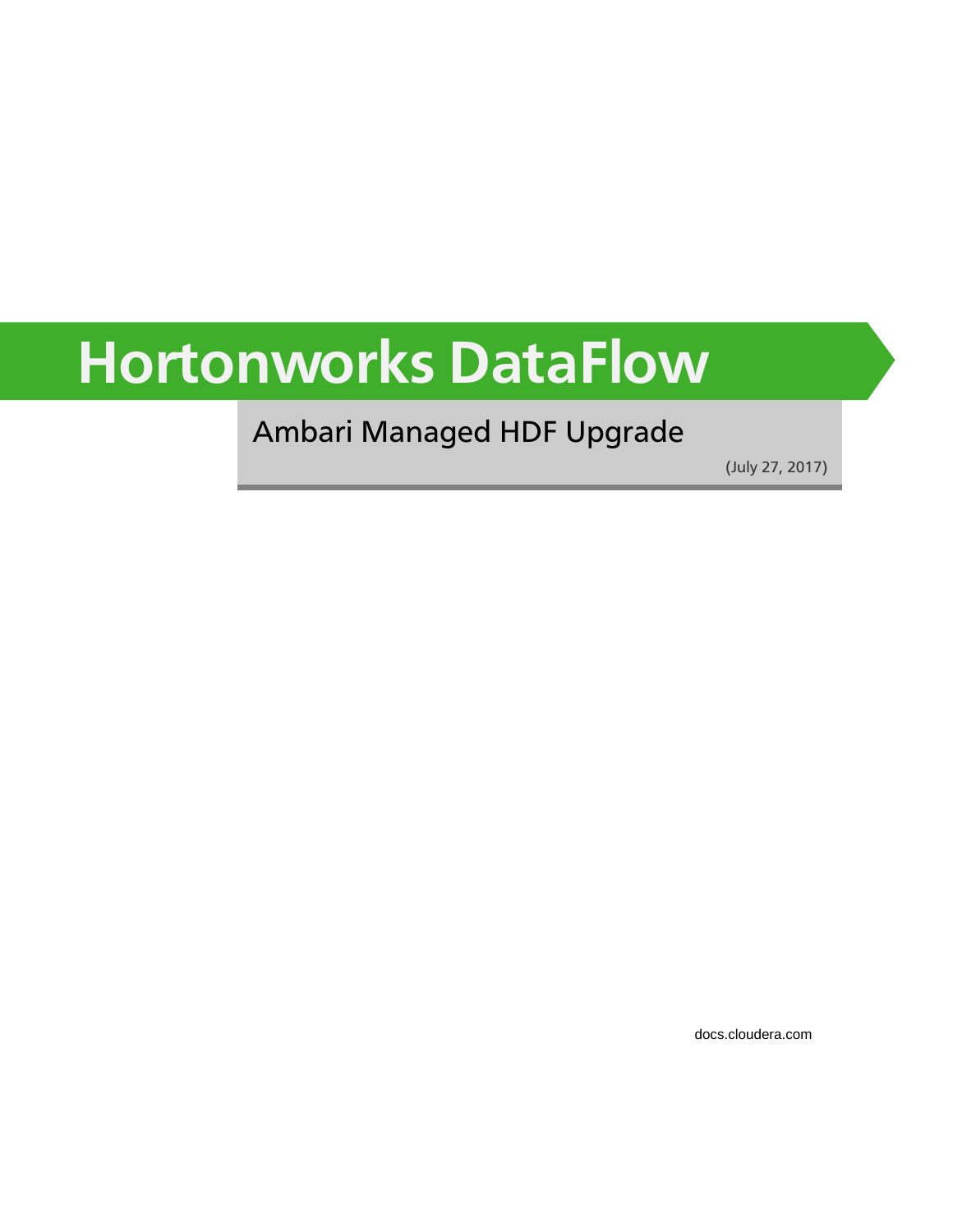# Hortonworks DataFlow

## Ambari Managed HDF Upgrade

(July 27, 2017)

docs.cloudera.com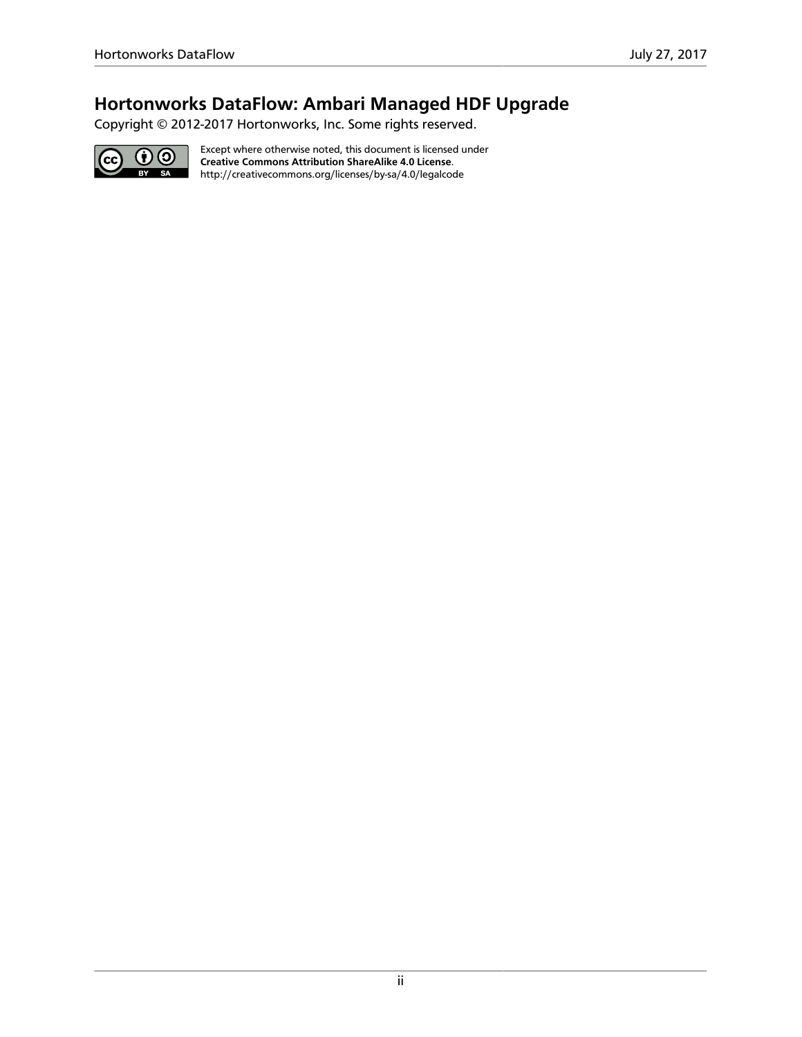# Hortonworks DataFlow: Ambari Managed HDF Upgrade

Copyright © 2012-2017 Hortonworks, Inc. Some rights reserved.

Except where otherwise noted, this document is licensed under
**Creative Commons Attribution ShareAlike 4.0 License**.
http://creativecommons.org/licenses/by-sa/4.0/legalcode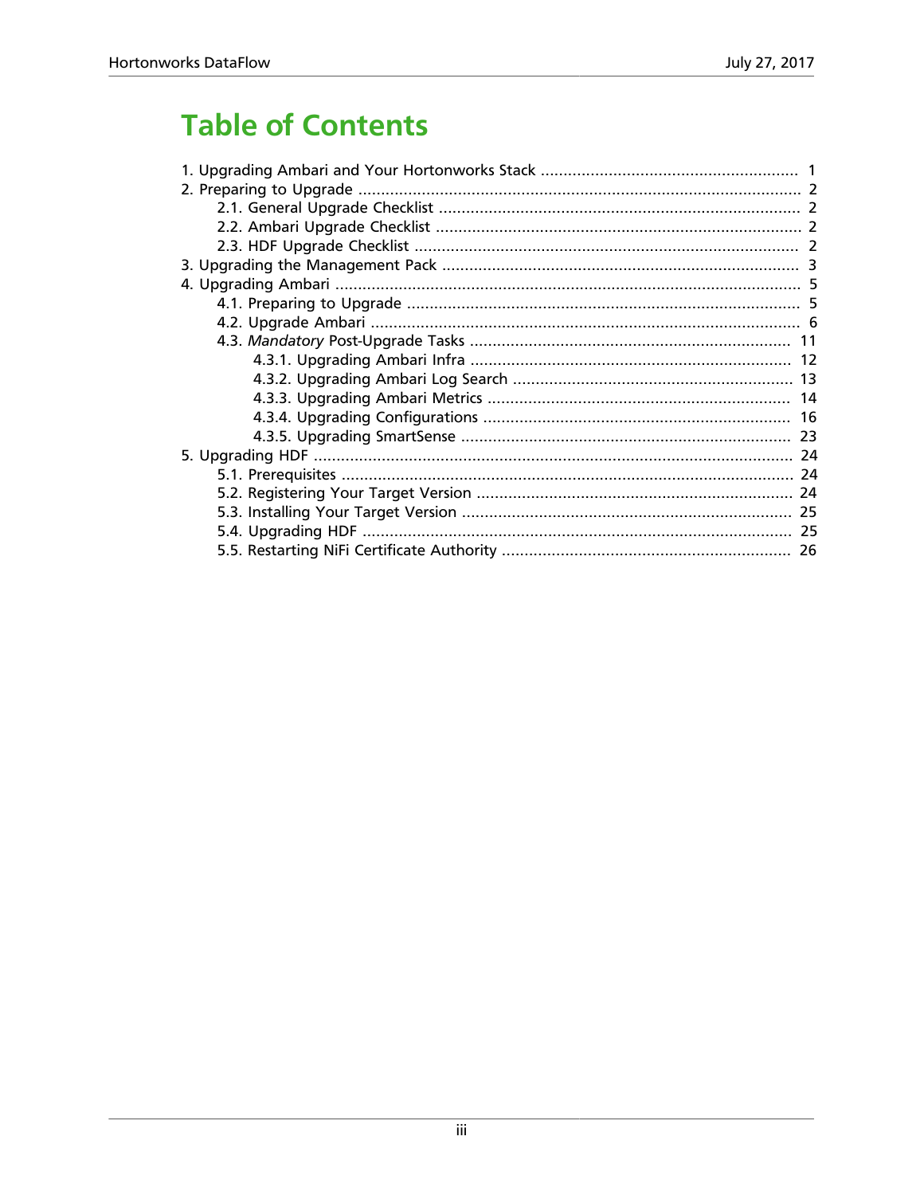# Table of Contents

1. Upgrading Ambari and Your Hortonworks Stack ........................................................ 1
2. Preparing to Upgrade ........................................................................................ 2
   - 2.1. General Upgrade Checklist ........................................................................ 2
   - 2.2. Ambari Upgrade Checklist ......................................................................... 2
   - 2.3. HDF Upgrade Checklist ............................................................................. 2
3. Upgrading the Management Pack ........................................................................ 3
4. Upgrading Ambari ............................................................................................ 5
   - 4.1. Preparing to Upgrade ............................................................................... 5
   - 4.2. Upgrade Ambari ...................................................................................... 6
   - 4.3. *Mandatory* Post-Upgrade Tasks ............................................................... 11
     - 4.3.1. Upgrading Ambari Infra ..................................................................... 12
     - 4.3.2. Upgrading Ambari Log Search ............................................................. 13
     - 4.3.3. Upgrading Ambari Metrics .................................................................. 14
     - 4.3.4. Upgrading Configurations ................................................................... 16
     - 4.3.5. Upgrading SmartSense ....................................................................... 23
5. Upgrading HDF .............................................................................................. 24
   - 5.1. Prerequisites .......................................................................................... 24
   - 5.2. Registering Your Target Version ............................................................... 24
   - 5.3. Installing Your Target Version ................................................................... 25
   - 5.4. Upgrading HDF ...................................................................................... 25
   - 5.5. Restarting NiFi Certificate Authority ......................................................... 26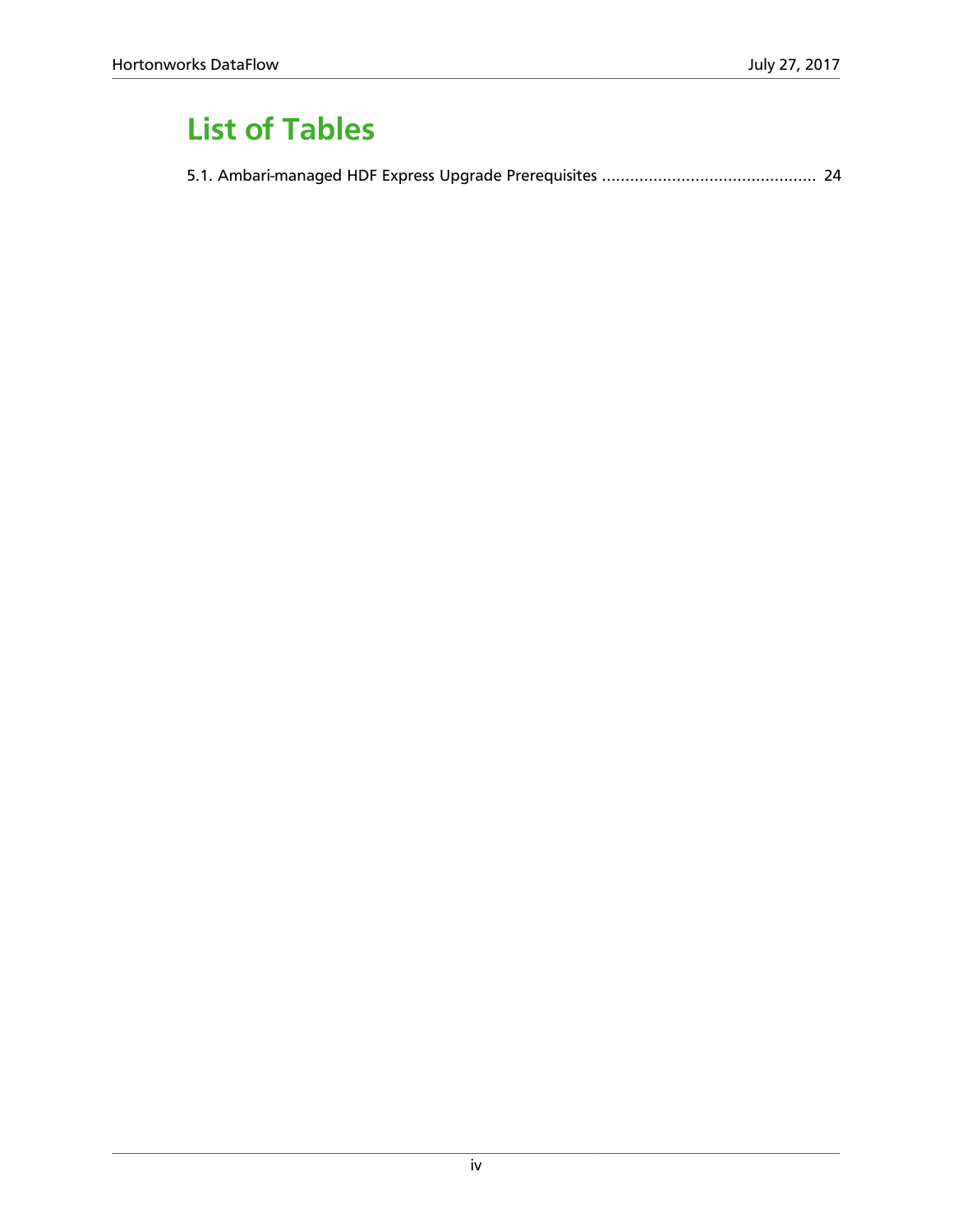# List of Tables

5.1. Ambari-managed HDF Express Upgrade Prerequisites ............................................. 24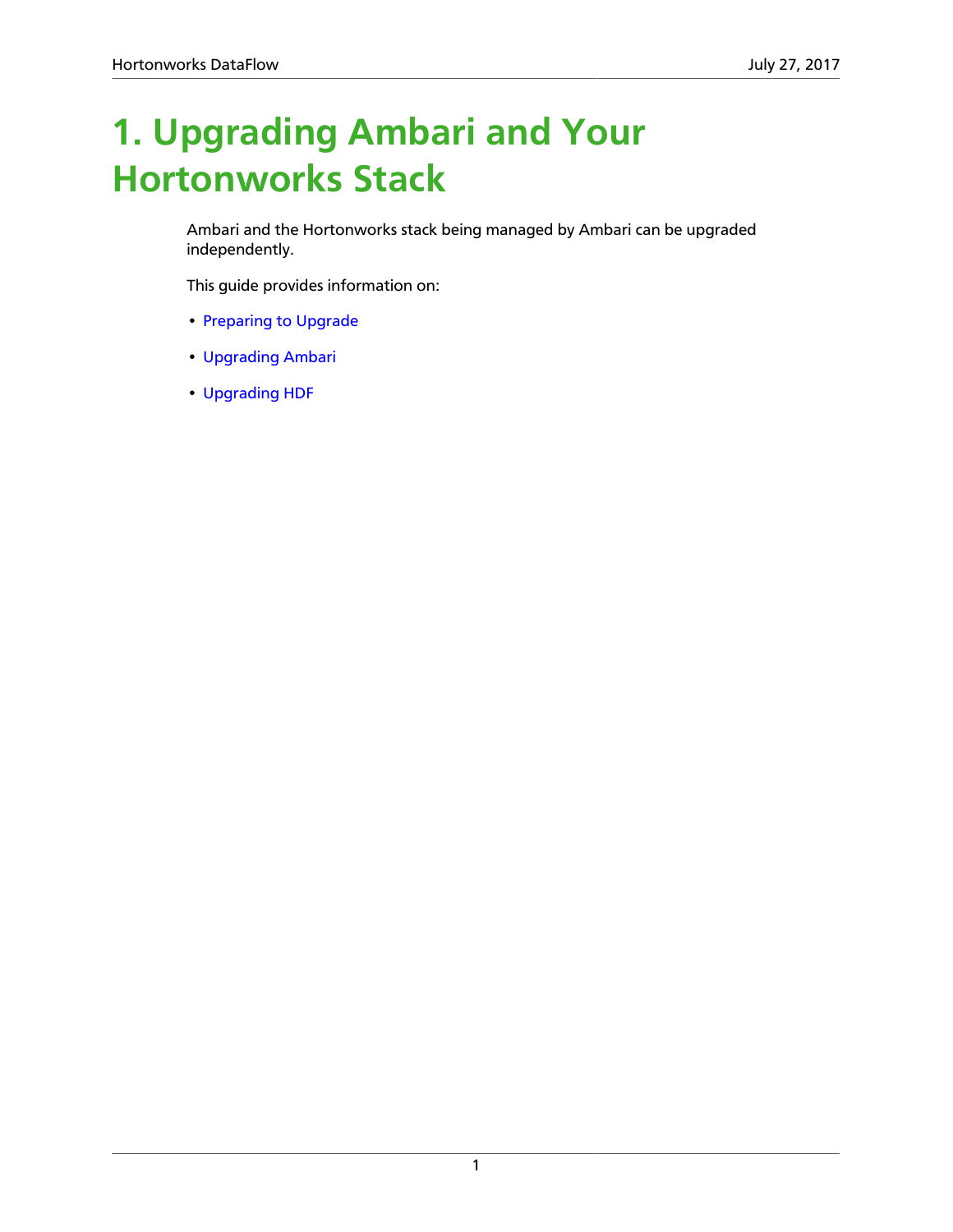# 1. Upgrading Ambari and Your Hortonworks Stack

Ambari and the Hortonworks stack being managed by Ambari can be upgraded independently.

This guide provides information on:

- Preparing to Upgrade
- Upgrading Ambari
- Upgrading HDF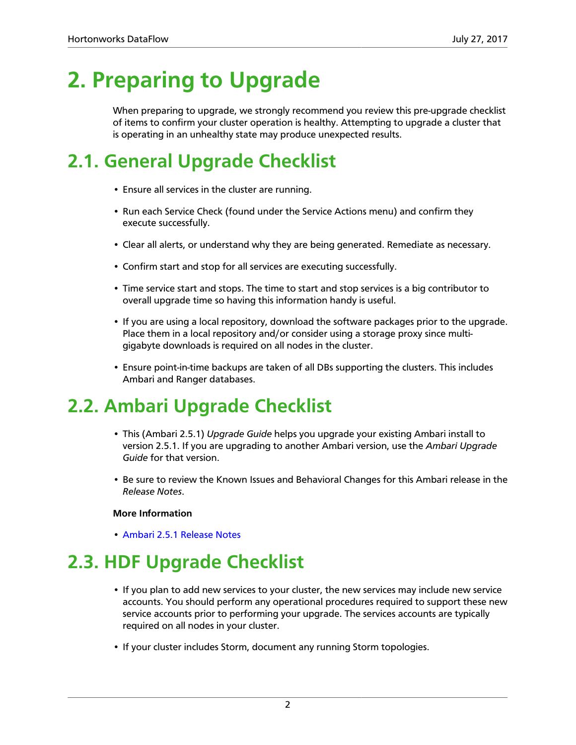# 2. Preparing to Upgrade

When preparing to upgrade, we strongly recommend you review this pre-upgrade checklist of items to confirm your cluster operation is healthy. Attempting to upgrade a cluster that is operating in an unhealthy state may produce unexpected results.

## 2.1. General Upgrade Checklist

- Ensure all services in the cluster are running.
- Run each Service Check (found under the Service Actions menu) and confirm they execute successfully.
- Clear all alerts, or understand why they are being generated. Remediate as necessary.
- Confirm start and stop for all services are executing successfully.
- Time service start and stops. The time to start and stop services is a big contributor to overall upgrade time so having this information handy is useful.
- If you are using a local repository, download the software packages prior to the upgrade. Place them in a local repository and/or consider using a storage proxy since multi-gigabyte downloads is required on all nodes in the cluster.
- Ensure point-in-time backups are taken of all DBs supporting the clusters. This includes Ambari and Ranger databases.

## 2.2. Ambari Upgrade Checklist

- This (Ambari 2.5.1) *Upgrade Guide* helps you upgrade your existing Ambari install to version 2.5.1. If you are upgrading to another Ambari version, use the *Ambari Upgrade Guide* for that version.
- Be sure to review the Known Issues and Behavioral Changes for this Ambari release in the *Release Notes*.

**More Information**

- Ambari 2.5.1 Release Notes

## 2.3. HDF Upgrade Checklist

- If you plan to add new services to your cluster, the new services may include new service accounts. You should perform any operational procedures required to support these new service accounts prior to performing your upgrade. The services accounts are typically required on all nodes in your cluster.
- If your cluster includes Storm, document any running Storm topologies.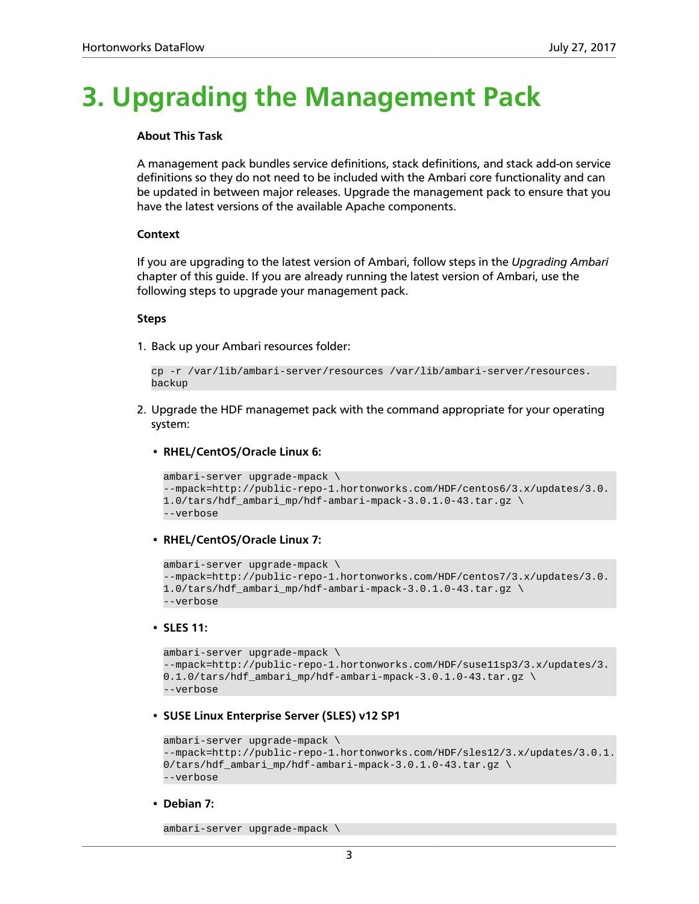# 3. Upgrading the Management Pack

**About This Task**

A management pack bundles service definitions, stack definitions, and stack add-on service definitions so they do not need to be included with the Ambari core functionality and can be updated in between major releases. Upgrade the management pack to ensure that you have the latest versions of the available Apache components.

**Context**

If you are upgrading to the latest version of Ambari, follow steps in the *Upgrading Ambari* chapter of this guide. If you are already running the latest version of Ambari, use the following steps to upgrade your management pack.

**Steps**

1. Back up your Ambari resources folder:

```
cp -r /var/lib/ambari-server/resources /var/lib/ambari-server/resources.backup
```

2. Upgrade the HDF managemet pack with the command appropriate for your operating system:

   - **RHEL/CentOS/Oracle Linux 6:**

   ```
   ambari-server upgrade-mpack \
   --mpack=http://public-repo-1.hortonworks.com/HDF/centos6/3.x/updates/3.0.1.0/tars/hdf_ambari_mp/hdf-ambari-mpack-3.0.1.0-43.tar.gz \
   --verbose
   ```

   - **RHEL/CentOS/Oracle Linux 7:**

   ```
   ambari-server upgrade-mpack \
   --mpack=http://public-repo-1.hortonworks.com/HDF/centos7/3.x/updates/3.0.1.0/tars/hdf_ambari_mp/hdf-ambari-mpack-3.0.1.0-43.tar.gz \
   --verbose
   ```

   - **SLES 11:**

   ```
   ambari-server upgrade-mpack \
   --mpack=http://public-repo-1.hortonworks.com/HDF/suse11sp3/3.x/updates/3.0.1.0/tars/hdf_ambari_mp/hdf-ambari-mpack-3.0.1.0-43.tar.gz \
   --verbose
   ```

   - **SUSE Linux Enterprise Server (SLES) v12 SP1**

   ```
   ambari-server upgrade-mpack \
   --mpack=http://public-repo-1.hortonworks.com/HDF/sles12/3.x/updates/3.0.1.0/tars/hdf_ambari_mp/hdf-ambari-mpack-3.0.1.0-43.tar.gz \
   --verbose
   ```

   - **Debian 7:**

   ```
   ambari-server upgrade-mpack \
   ```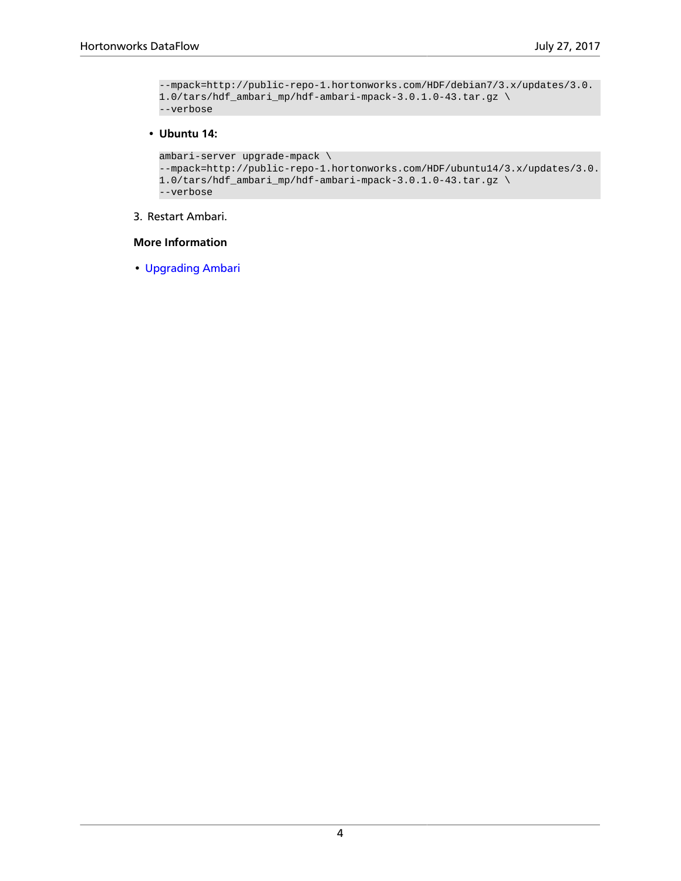```
--mpack=http://public-repo-1.hortonworks.com/HDF/debian7/3.x/updates/3.0.
1.0/tars/hdf_ambari_mp/hdf-ambari-mpack-3.0.1.0-43.tar.gz \
--verbose
```

- **Ubuntu 14:**

```
ambari-server upgrade-mpack \
--mpack=http://public-repo-1.hortonworks.com/HDF/ubuntu14/3.x/updates/3.0.
1.0/tars/hdf_ambari_mp/hdf-ambari-mpack-3.0.1.0-43.tar.gz \
--verbose
```

3. Restart Ambari.

**More Information**

- Upgrading Ambari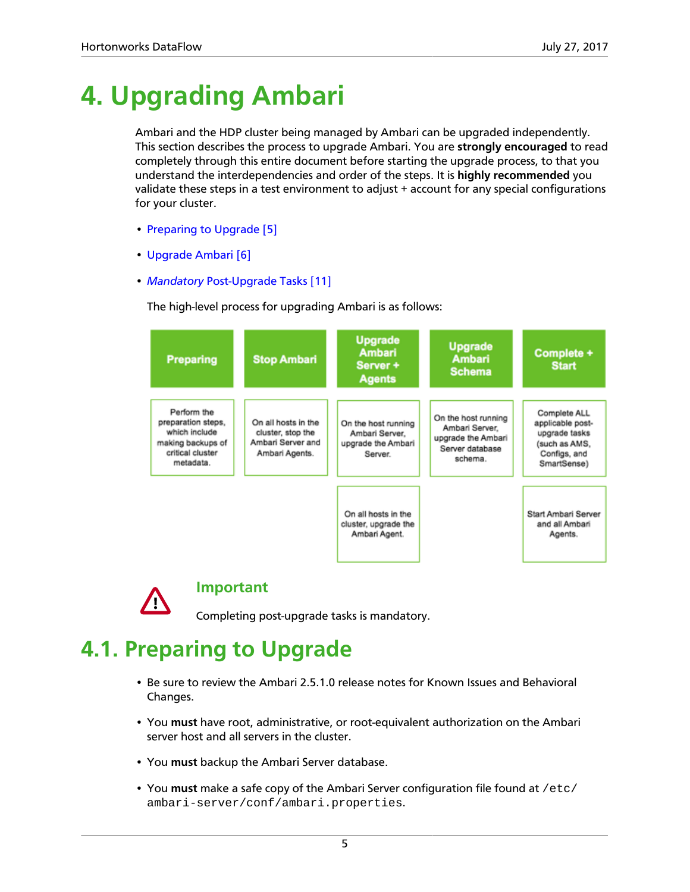# 4. Upgrading Ambari

Ambari and the HDP cluster being managed by Ambari can be upgraded independently. This section describes the process to upgrade Ambari. You are **strongly encouraged** to read completely through this entire document before starting the upgrade process, to that you understand the interdependencies and order of the steps. It is **highly recommended** you validate these steps in a test environment to adjust + account for any special configurations for your cluster.

- Preparing to Upgrade [5]
- Upgrade Ambari [6]
- *Mandatory* Post-Upgrade Tasks [11]

The high-level process for upgrading Ambari is as follows:

| Preparing | Stop Ambari | Upgrade Ambari Server + Agents | Upgrade Ambari Schema | Complete + Start |
|---|---|---|---|---|
| Perform the preparation steps, which include making backups of critical cluster metadata. | On all hosts in the cluster, stop the Ambari Server and Ambari Agents. | On the host running Ambari Server, upgrade the Ambari Server. | On the host running Ambari Server, upgrade the Ambari Server database schema. | Complete ALL applicable post-upgrade tasks (such as AMS, Configs, and SmartSense) |
| | | On all hosts in the cluster, upgrade the Ambari Agent. | | Start Ambari Server and all Ambari Agents. |

**Important**

Completing post-upgrade tasks is mandatory.

## 4.1. Preparing to Upgrade

- Be sure to review the Ambari 2.5.1.0 release notes for Known Issues and Behavioral Changes.
- You **must** have root, administrative, or root-equivalent authorization on the Ambari server host and all servers in the cluster.
- You **must** backup the Ambari Server database.
- You **must** make a safe copy of the Ambari Server configuration file found at `/etc/ambari-server/conf/ambari.properties`.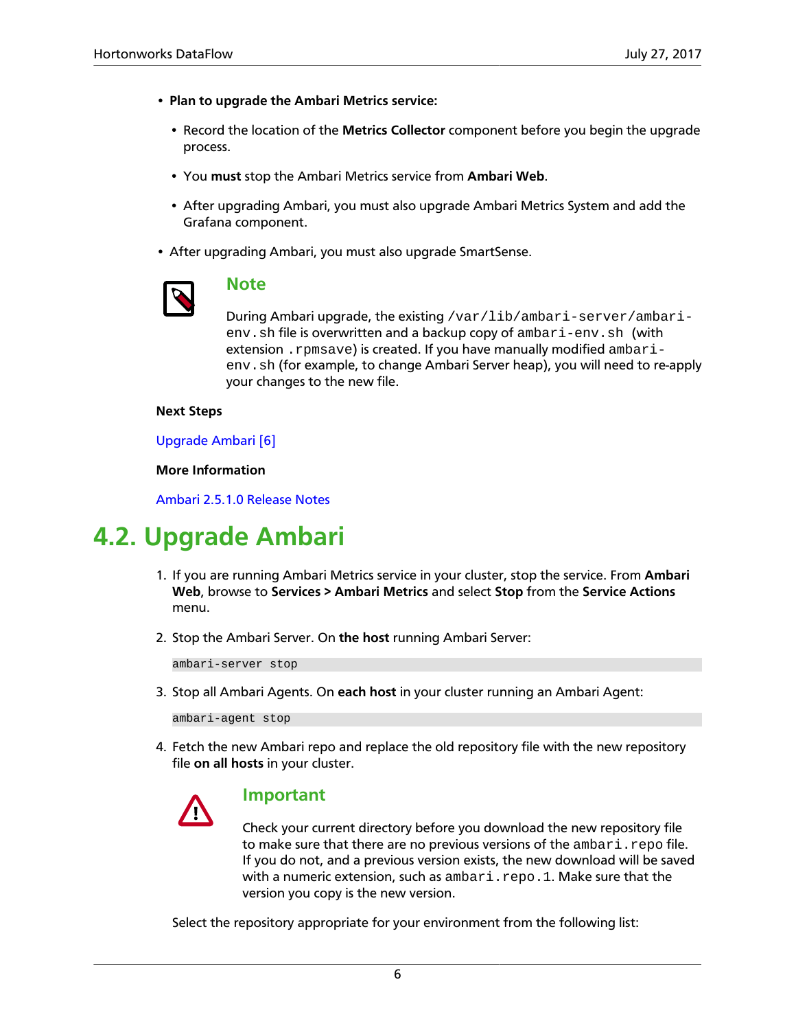- **Plan to upgrade the Ambari Metrics service:**
  - Record the location of the **Metrics Collector** component before you begin the upgrade process.
  - You **must** stop the Ambari Metrics service from **Ambari Web**.
  - After upgrading Ambari, you must also upgrade Ambari Metrics System and add the Grafana component.
- After upgrading Ambari, you must also upgrade SmartSense.

> **Note**
>
> During Ambari upgrade, the existing `/var/lib/ambari-server/ambari-env.sh` file is overwritten and a backup copy of `ambari-env.sh` (with extension `.rpmsave`) is created. If you have manually modified `ambari-env.sh` (for example, to change Ambari Server heap), you will need to re-apply your changes to the new file.

**Next Steps**

Upgrade Ambari [6]

**More Information**

Ambari 2.5.1.0 Release Notes

## 4.2. Upgrade Ambari

1. If you are running Ambari Metrics service in your cluster, stop the service. From **Ambari Web**, browse to **Services > Ambari Metrics** and select **Stop** from the **Service Actions** menu.

2. Stop the Ambari Server. On **the host** running Ambari Server:

```
ambari-server stop
```

3. Stop all Ambari Agents. On **each host** in your cluster running an Ambari Agent:

```
ambari-agent stop
```

4. Fetch the new Ambari repo and replace the old repository file with the new repository file **on all hosts** in your cluster.

> **Important**
>
> Check your current directory before you download the new repository file to make sure that there are no previous versions of the `ambari.repo` file. If you do not, and a previous version exists, the new download will be saved with a numeric extension, such as `ambari.repo.1`. Make sure that the version you copy is the new version.

Select the repository appropriate for your environment from the following list: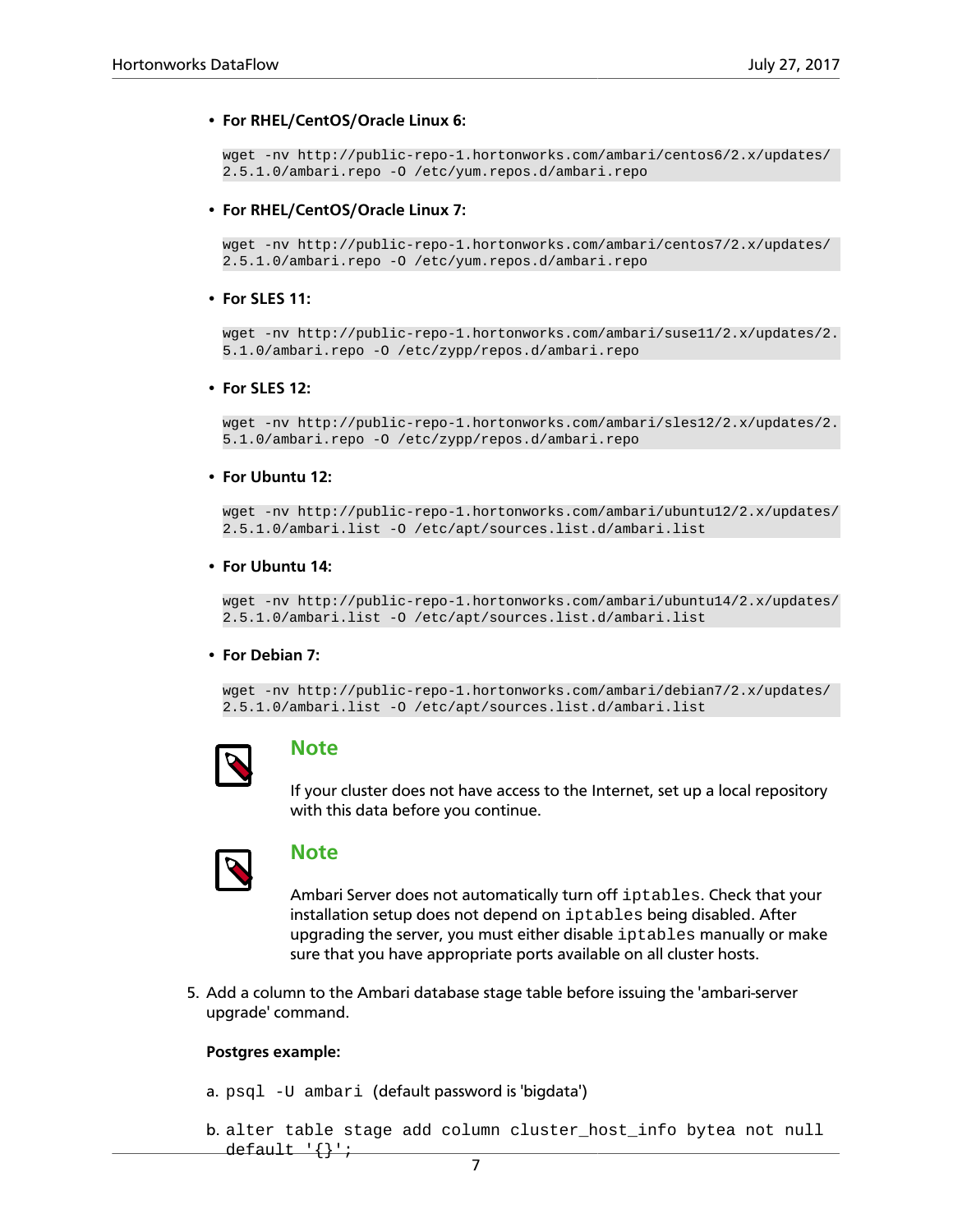- **For RHEL/CentOS/Oracle Linux 6:**

  ```
  wget -nv http://public-repo-1.hortonworks.com/ambari/centos6/2.x/updates/2.5.1.0/ambari.repo -O /etc/yum.repos.d/ambari.repo
  ```

- **For RHEL/CentOS/Oracle Linux 7:**

  ```
  wget -nv http://public-repo-1.hortonworks.com/ambari/centos7/2.x/updates/2.5.1.0/ambari.repo -O /etc/yum.repos.d/ambari.repo
  ```

- **For SLES 11:**

  ```
  wget -nv http://public-repo-1.hortonworks.com/ambari/suse11/2.x/updates/2.5.1.0/ambari.repo -O /etc/zypp/repos.d/ambari.repo
  ```

- **For SLES 12:**

  ```
  wget -nv http://public-repo-1.hortonworks.com/ambari/sles12/2.x/updates/2.5.1.0/ambari.repo -O /etc/zypp/repos.d/ambari.repo
  ```

- **For Ubuntu 12:**

  ```
  wget -nv http://public-repo-1.hortonworks.com/ambari/ubuntu12/2.x/updates/2.5.1.0/ambari.list -O /etc/apt/sources.list.d/ambari.list
  ```

- **For Ubuntu 14:**

  ```
  wget -nv http://public-repo-1.hortonworks.com/ambari/ubuntu14/2.x/updates/2.5.1.0/ambari.list -O /etc/apt/sources.list.d/ambari.list
  ```

- **For Debian 7:**

  ```
  wget -nv http://public-repo-1.hortonworks.com/ambari/debian7/2.x/updates/2.5.1.0/ambari.list -O /etc/apt/sources.list.d/ambari.list
  ```

> **Note**
>
> If your cluster does not have access to the Internet, set up a local repository with this data before you continue.

> **Note**
>
> Ambari Server does not automatically turn off `iptables`. Check that your installation setup does not depend on `iptables` being disabled. After upgrading the server, you must either disable `iptables` manually or make sure that you have appropriate ports available on all cluster hosts.

5. Add a column to the Ambari database stage table before issuing the 'ambari-server upgrade' command.

   **Postgres example:**

   a. `psql -U ambari` (default password is 'bigdata')

   b. `alter table stage add column cluster_host_info bytea not null default '{}';`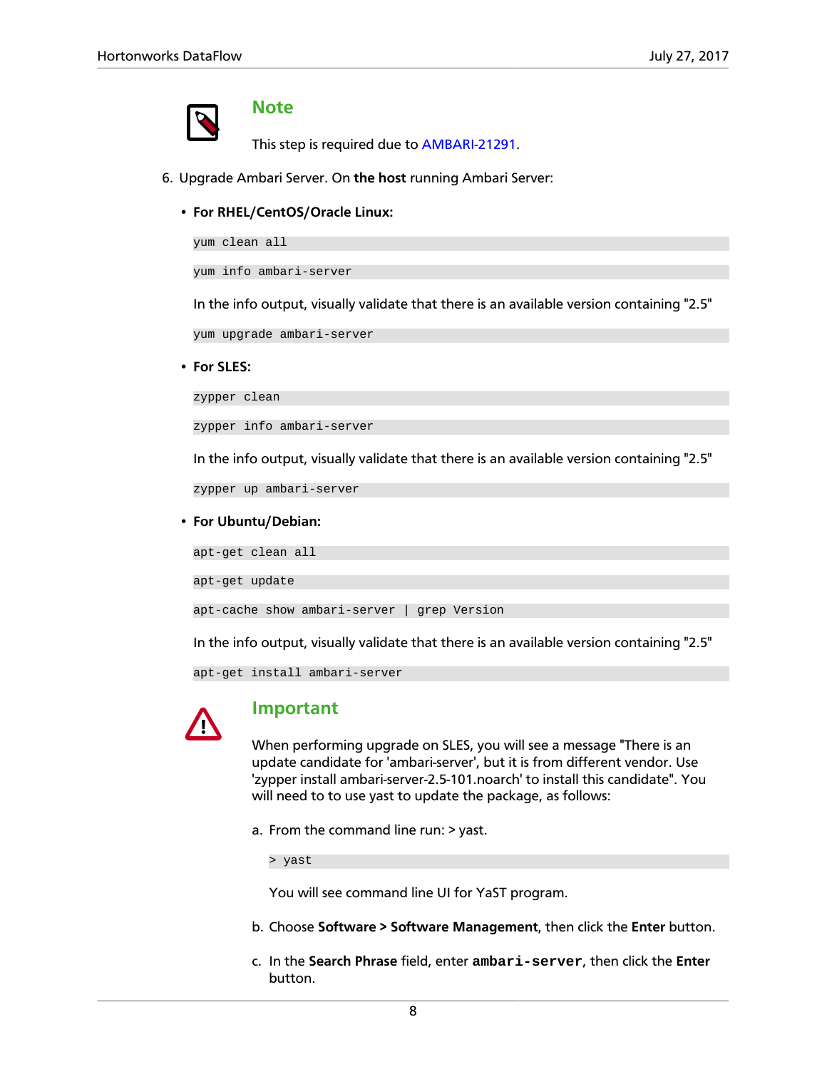> **Note**
>
> This step is required due to AMBARI-21291.

6. Upgrade Ambari Server. On **the host** running Ambari Server:

   - **For RHEL/CentOS/Oracle Linux:**

     ```
     yum clean all
     ```

     ```
     yum info ambari-server
     ```

     In the info output, visually validate that there is an available version containing "2.5"

     ```
     yum upgrade ambari-server
     ```

   - **For SLES:**

     ```
     zypper clean
     ```

     ```
     zypper info ambari-server
     ```

     In the info output, visually validate that there is an available version containing "2.5"

     ```
     zypper up ambari-server
     ```

   - **For Ubuntu/Debian:**

     ```
     apt-get clean all
     ```

     ```
     apt-get update
     ```

     ```
     apt-cache show ambari-server | grep Version
     ```

     In the info output, visually validate that there is an available version containing "2.5"

     ```
     apt-get install ambari-server
     ```

> **Important**
>
> When performing upgrade on SLES, you will see a message "There is an update candidate for 'ambari-server', but it is from different vendor. Use 'zypper install ambari-server-2.5-101.noarch' to install this candidate". You will need to to use yast to update the package, as follows:
>
> a. From the command line run: > yast.
>
> ```
> > yast
> ```
>
> You will see command line UI for YaST program.
>
> b. Choose **Software > Software Management**, then click the **Enter** button.
>
> c. In the **Search Phrase** field, enter **`ambari-server`**, then click the **Enter** button.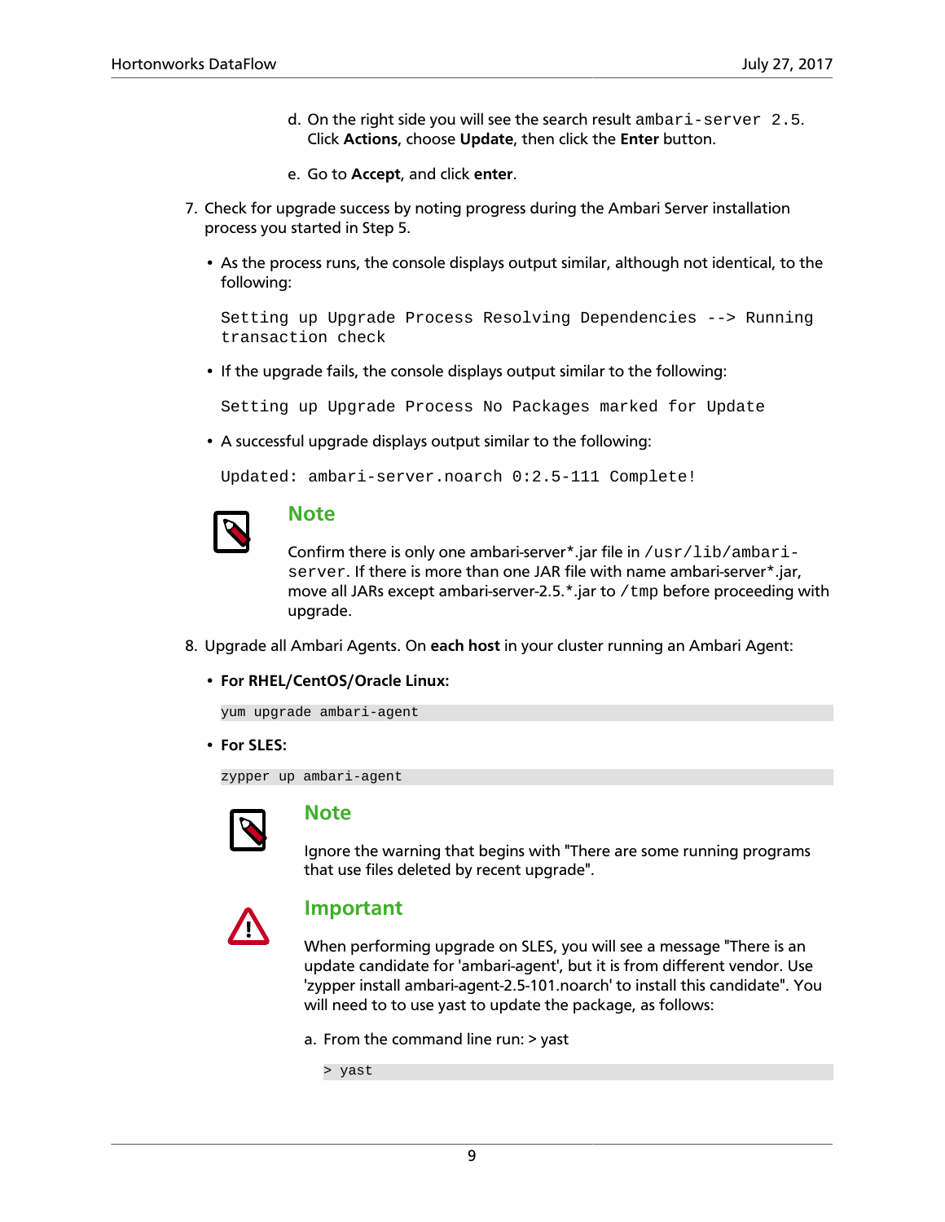d. On the right side you will see the search result `ambari-server 2.5`. Click **Actions**, choose **Update**, then click the **Enter** button.

e. Go to **Accept**, and click **enter**.

7. Check for upgrade success by noting progress during the Ambari Server installation process you started in Step 5.

   - As the process runs, the console displays output similar, although not identical, to the following:

     ```
     Setting up Upgrade Process Resolving Dependencies --> Running
     transaction check
     ```

   - If the upgrade fails, the console displays output similar to the following:

     ```
     Setting up Upgrade Process No Packages marked for Update
     ```

   - A successful upgrade displays output similar to the following:

     ```
     Updated: ambari-server.noarch 0:2.5-111 Complete!
     ```

   ### Note

   Confirm there is only one ambari-server*.jar file in `/usr/lib/ambari-server`. If there is more than one JAR file with name ambari-server*.jar, move all JARs except ambari-server-2.5.*.jar to `/tmp` before proceeding with upgrade.

8. Upgrade all Ambari Agents. On **each host** in your cluster running an Ambari Agent:

   - **For RHEL/CentOS/Oracle Linux:**

     ```
     yum upgrade ambari-agent
     ```

   - **For SLES:**

     ```
     zypper up ambari-agent
     ```

   ### Note

   Ignore the warning that begins with "There are some running programs that use files deleted by recent upgrade".

   ### Important

   When performing upgrade on SLES, you will see a message "There is an update candidate for 'ambari-agent', but it is from different vendor. Use 'zypper install ambari-agent-2.5-101.noarch' to install this candidate". You will need to to use yast to update the package, as follows:

   a. From the command line run: > yast

   ```
   > yast
   ```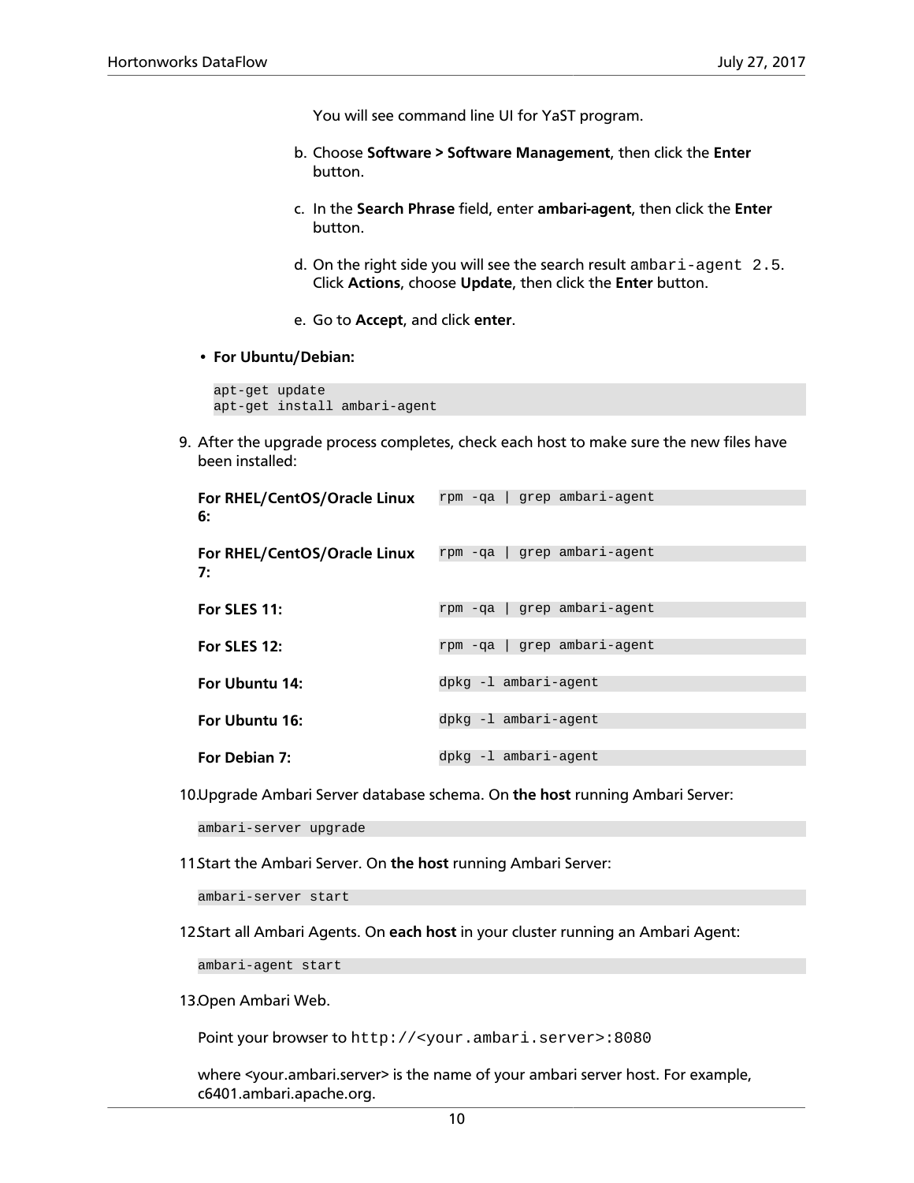You will see command line UI for YaST program.

b. Choose **Software > Software Management**, then click the **Enter** button.

c. In the **Search Phrase** field, enter **ambari-agent**, then click the **Enter** button.

d. On the right side you will see the search result `ambari-agent 2.5`. Click **Actions**, choose **Update**, then click the **Enter** button.

e. Go to **Accept**, and click **enter**.

- **For Ubuntu/Debian:**

```
apt-get update
apt-get install ambari-agent
```

9. After the upgrade process completes, check each host to make sure the new files have been installed:

| | |
|---|---|
| **For RHEL/CentOS/Oracle Linux 6:** | `rpm -qa \| grep ambari-agent` |
| **For RHEL/CentOS/Oracle Linux 7:** | `rpm -qa \| grep ambari-agent` |
| **For SLES 11:** | `rpm -qa \| grep ambari-agent` |
| **For SLES 12:** | `rpm -qa \| grep ambari-agent` |
| **For Ubuntu 14:** | `dpkg -l ambari-agent` |
| **For Ubuntu 16:** | `dpkg -l ambari-agent` |
| **For Debian 7:** | `dpkg -l ambari-agent` |

10. Upgrade Ambari Server database schema. On **the host** running Ambari Server:

```
ambari-server upgrade
```

11. Start the Ambari Server. On **the host** running Ambari Server:

```
ambari-server start
```

12. Start all Ambari Agents. On **each host** in your cluster running an Ambari Agent:

```
ambari-agent start
```

13. Open Ambari Web.

Point your browser to `http://<your.ambari.server>:8080`

where <your.ambari.server> is the name of your ambari server host. For example, c6401.ambari.apache.org.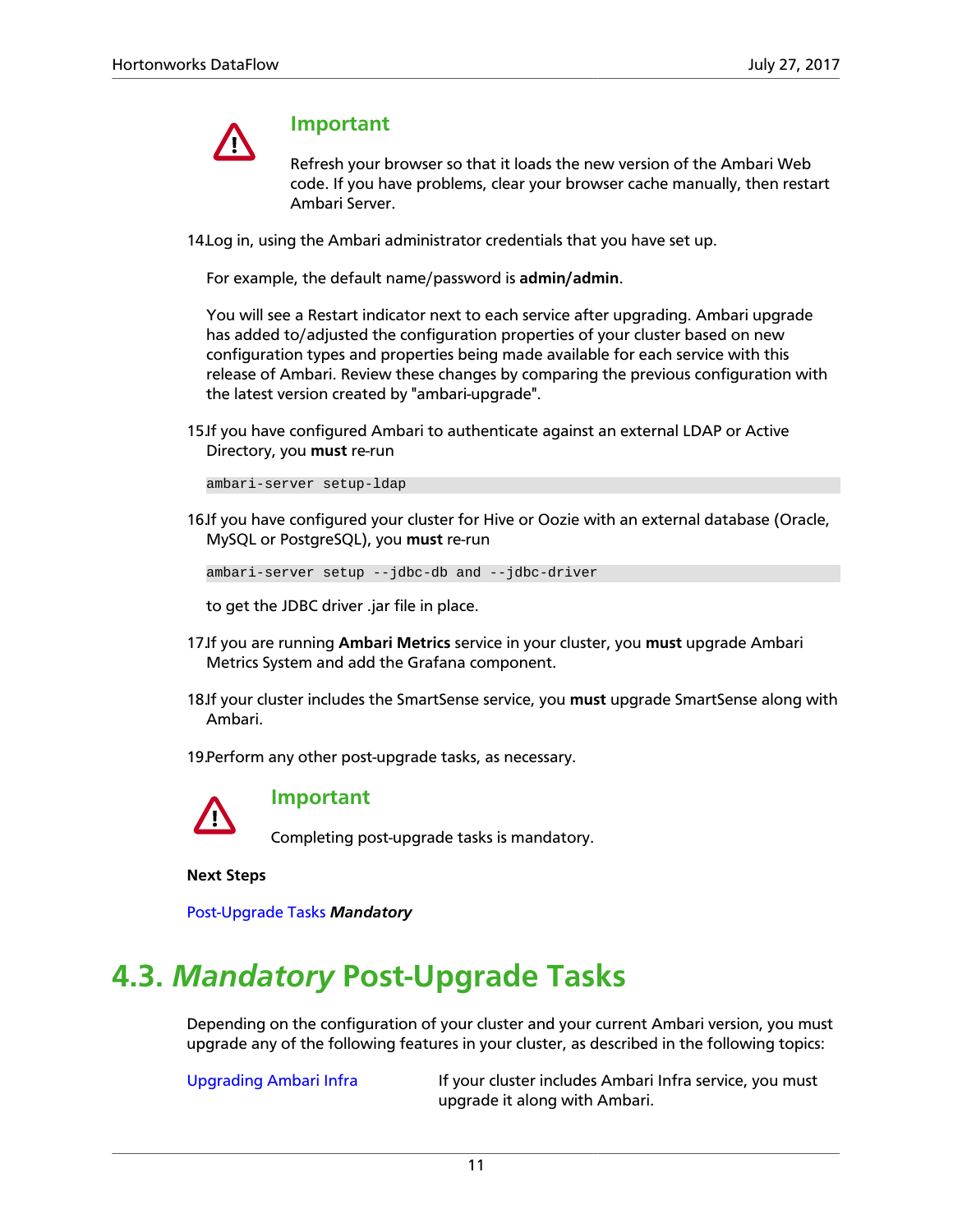> **Important**
>
> Refresh your browser so that it loads the new version of the Ambari Web code. If you have problems, clear your browser cache manually, then restart Ambari Server.

14. Log in, using the Ambari administrator credentials that you have set up.

    For example, the default name/password is **admin/admin**.

    You will see a Restart indicator next to each service after upgrading. Ambari upgrade has added to/adjusted the configuration properties of your cluster based on new configuration types and properties being made available for each service with this release of Ambari. Review these changes by comparing the previous configuration with the latest version created by "ambari-upgrade".

15. If you have configured Ambari to authenticate against an external LDAP or Active Directory, you **must** re-run

    ```
    ambari-server setup-ldap
    ```

16. If you have configured your cluster for Hive or Oozie with an external database (Oracle, MySQL or PostgreSQL), you **must** re-run

    ```
    ambari-server setup --jdbc-db and --jdbc-driver
    ```

    to get the JDBC driver .jar file in place.

17. If you are running **Ambari Metrics** service in your cluster, you **must** upgrade Ambari Metrics System and add the Grafana component.

18. If your cluster includes the SmartSense service, you **must** upgrade SmartSense along with Ambari.

19. Perform any other post-upgrade tasks, as necessary.

> **Important**
>
> Completing post-upgrade tasks is mandatory.

**Next Steps**

Post-Upgrade Tasks ***Mandatory***

## 4.3. *Mandatory* Post-Upgrade Tasks

Depending on the configuration of your cluster and your current Ambari version, you must upgrade any of the following features in your cluster, as described in the following topics:

| | |
|---|---|
| Upgrading Ambari Infra | If your cluster includes Ambari Infra service, you must upgrade it along with Ambari. |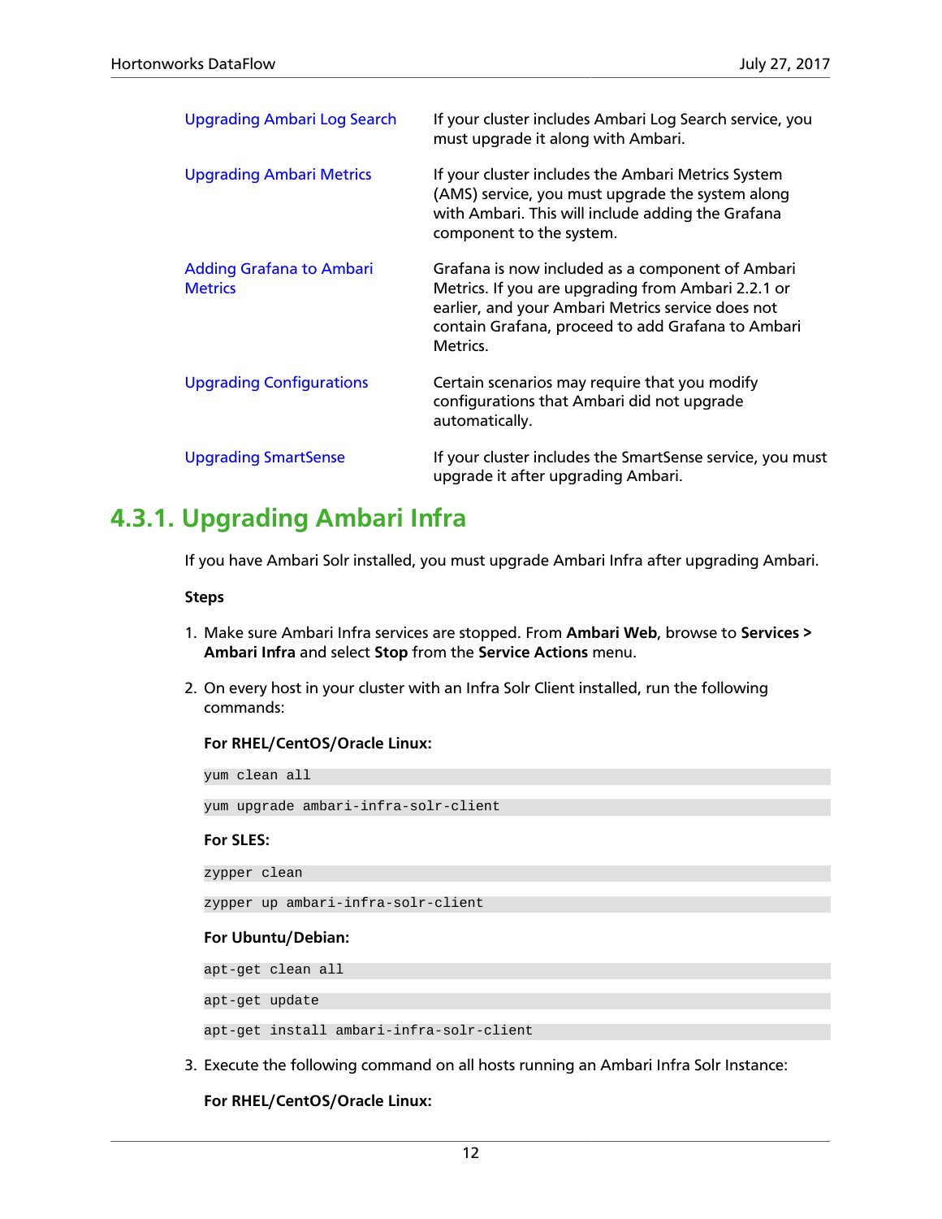| | |
|---|---|
| Upgrading Ambari Log Search | If your cluster includes Ambari Log Search service, you must upgrade it along with Ambari. |
| Upgrading Ambari Metrics | If your cluster includes the Ambari Metrics System (AMS) service, you must upgrade the system along with Ambari. This will include adding the Grafana component to the system. |
| Adding Grafana to Ambari Metrics | Grafana is now included as a component of Ambari Metrics. If you are upgrading from Ambari 2.2.1 or earlier, and your Ambari Metrics service does not contain Grafana, proceed to add Grafana to Ambari Metrics. |
| Upgrading Configurations | Certain scenarios may require that you modify configurations that Ambari did not upgrade automatically. |
| Upgrading SmartSense | If your cluster includes the SmartSense service, you must upgrade it after upgrading Ambari. |

## 4.3.1. Upgrading Ambari Infra

If you have Ambari Solr installed, you must upgrade Ambari Infra after upgrading Ambari.

**Steps**

1. Make sure Ambari Infra services are stopped. From **Ambari Web**, browse to **Services > Ambari Infra** and select **Stop** from the **Service Actions** menu.

2. On every host in your cluster with an Infra Solr Client installed, run the following commands:

   **For RHEL/CentOS/Oracle Linux:**

   ```
   yum clean all
   ```

   ```
   yum upgrade ambari-infra-solr-client
   ```

   **For SLES:**

   ```
   zypper clean
   ```

   ```
   zypper up ambari-infra-solr-client
   ```

   **For Ubuntu/Debian:**

   ```
   apt-get clean all
   ```

   ```
   apt-get update
   ```

   ```
   apt-get install ambari-infra-solr-client
   ```

3. Execute the following command on all hosts running an Ambari Infra Solr Instance:

   **For RHEL/CentOS/Oracle Linux:**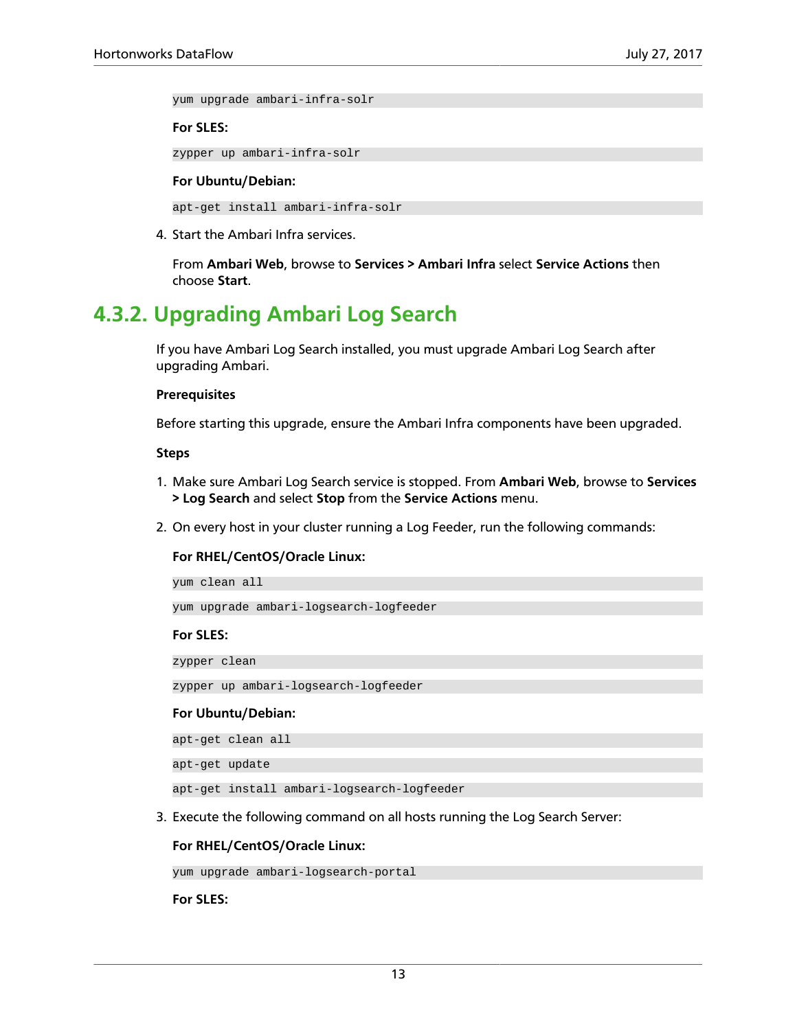```
yum upgrade ambari-infra-solr
```

**For SLES:**

```
zypper up ambari-infra-solr
```

**For Ubuntu/Debian:**

```
apt-get install ambari-infra-solr
```

4. Start the Ambari Infra services.

   From **Ambari Web**, browse to **Services > Ambari Infra** select **Service Actions** then choose **Start**.

## 4.3.2. Upgrading Ambari Log Search

If you have Ambari Log Search installed, you must upgrade Ambari Log Search after upgrading Ambari.

**Prerequisites**

Before starting this upgrade, ensure the Ambari Infra components have been upgraded.

**Steps**

1. Make sure Ambari Log Search service is stopped. From **Ambari Web**, browse to **Services > Log Search** and select **Stop** from the **Service Actions** menu.

2. On every host in your cluster running a Log Feeder, run the following commands:

   **For RHEL/CentOS/Oracle Linux:**

   ```
   yum clean all
   ```

   ```
   yum upgrade ambari-logsearch-logfeeder
   ```

   **For SLES:**

   ```
   zypper clean
   ```

   ```
   zypper up ambari-logsearch-logfeeder
   ```

   **For Ubuntu/Debian:**

   ```
   apt-get clean all
   ```

   ```
   apt-get update
   ```

   ```
   apt-get install ambari-logsearch-logfeeder
   ```

3. Execute the following command on all hosts running the Log Search Server:

   **For RHEL/CentOS/Oracle Linux:**

   ```
   yum upgrade ambari-logsearch-portal
   ```

   **For SLES:**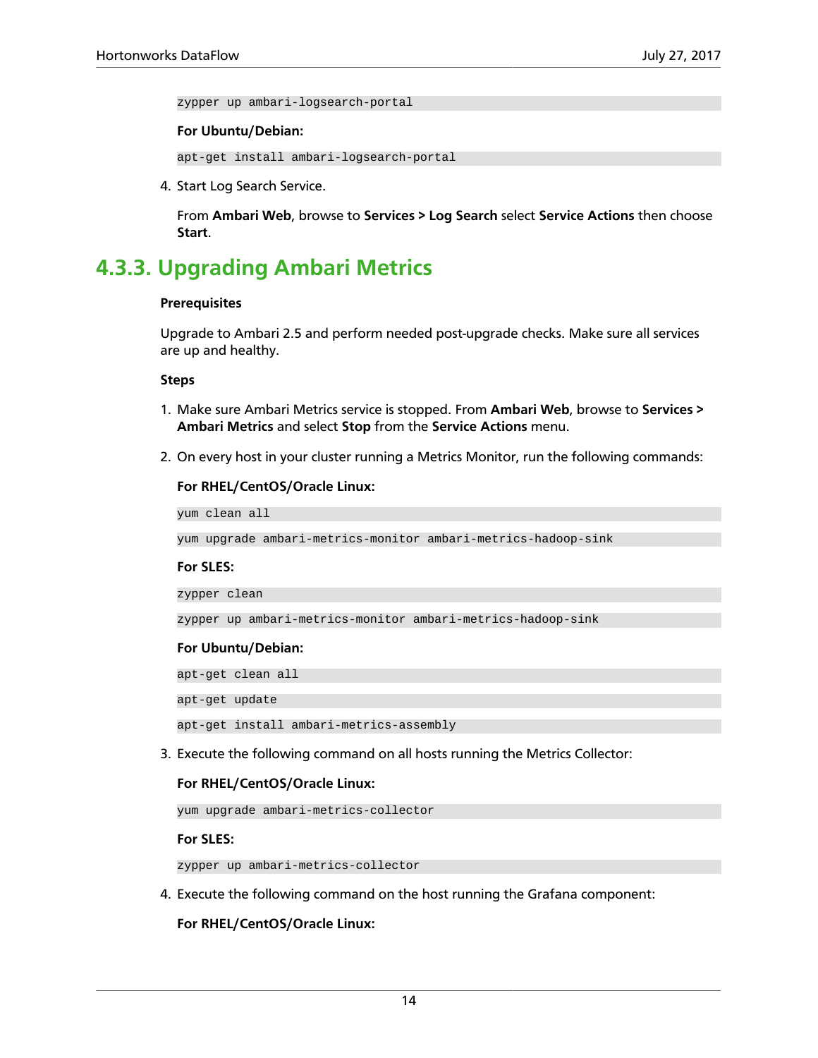```
zypper up ambari-logsearch-portal
```

**For Ubuntu/Debian:**

```
apt-get install ambari-logsearch-portal
```

4. Start Log Search Service.

   From **Ambari Web**, browse to **Services > Log Search** select **Service Actions** then choose **Start**.

### 4.3.3. Upgrading Ambari Metrics

**Prerequisites**

Upgrade to Ambari 2.5 and perform needed post-upgrade checks. Make sure all services are up and healthy.

**Steps**

1. Make sure Ambari Metrics service is stopped. From **Ambari Web**, browse to **Services > Ambari Metrics** and select **Stop** from the **Service Actions** menu.

2. On every host in your cluster running a Metrics Monitor, run the following commands:

   **For RHEL/CentOS/Oracle Linux:**

   ```
   yum clean all
   ```

   ```
   yum upgrade ambari-metrics-monitor ambari-metrics-hadoop-sink
   ```

   **For SLES:**

   ```
   zypper clean
   ```

   ```
   zypper up ambari-metrics-monitor ambari-metrics-hadoop-sink
   ```

   **For Ubuntu/Debian:**

   ```
   apt-get clean all
   ```

   ```
   apt-get update
   ```

   ```
   apt-get install ambari-metrics-assembly
   ```

3. Execute the following command on all hosts running the Metrics Collector:

   **For RHEL/CentOS/Oracle Linux:**

   ```
   yum upgrade ambari-metrics-collector
   ```

   **For SLES:**

   ```
   zypper up ambari-metrics-collector
   ```

4. Execute the following command on the host running the Grafana component:

   **For RHEL/CentOS/Oracle Linux:**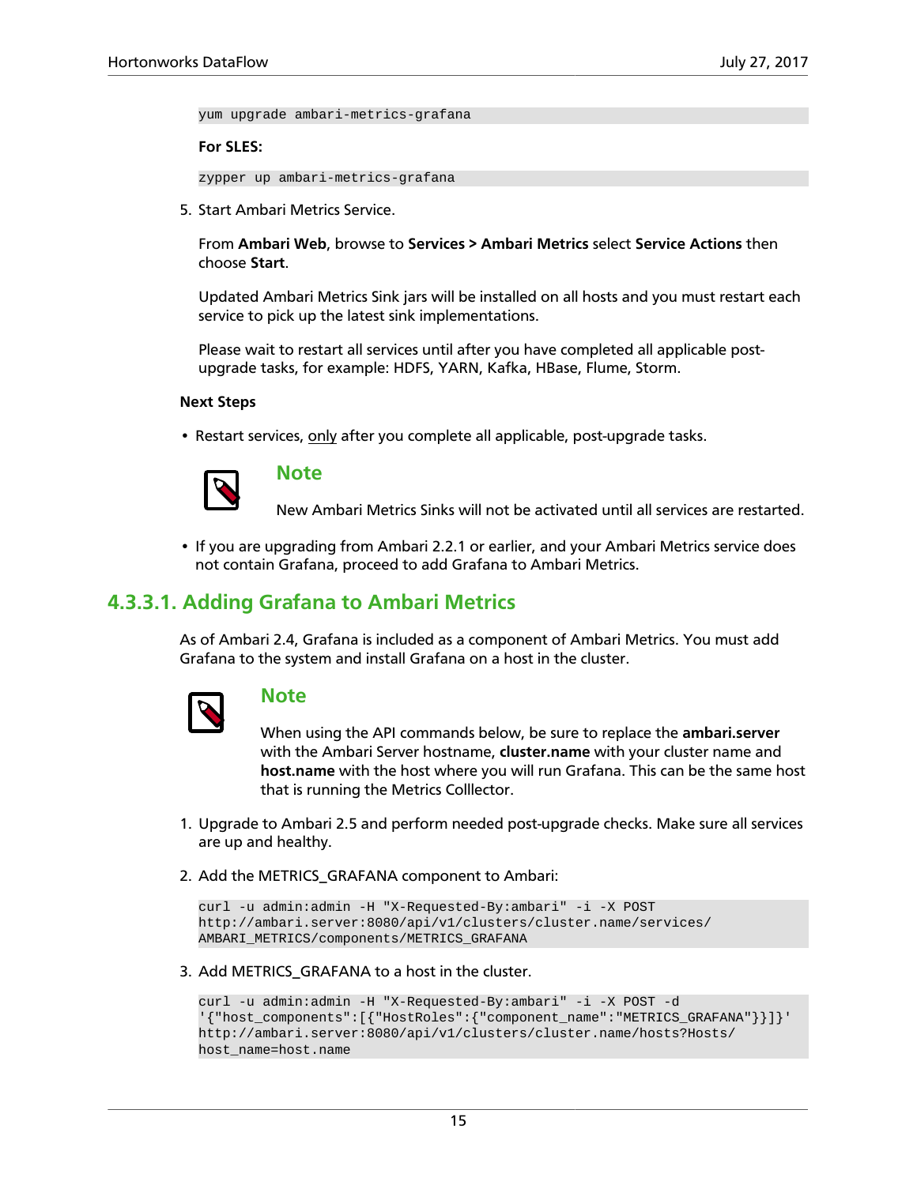```
yum upgrade ambari-metrics-grafana
```

**For SLES:**

```
zypper up ambari-metrics-grafana
```

5. Start Ambari Metrics Service.

   From **Ambari Web**, browse to **Services > Ambari Metrics** select **Service Actions** then choose **Start**.

   Updated Ambari Metrics Sink jars will be installed on all hosts and you must restart each service to pick up the latest sink implementations.

   Please wait to restart all services until after you have completed all applicable post-upgrade tasks, for example: HDFS, YARN, Kafka, HBase, Flume, Storm.

**Next Steps**

- Restart services, only after you complete all applicable, post-upgrade tasks.

> **Note**
>
> New Ambari Metrics Sinks will not be activated until all services are restarted.

- If you are upgrading from Ambari 2.2.1 or earlier, and your Ambari Metrics service does not contain Grafana, proceed to add Grafana to Ambari Metrics.

### 4.3.3.1. Adding Grafana to Ambari Metrics

As of Ambari 2.4, Grafana is included as a component of Ambari Metrics. You must add Grafana to the system and install Grafana on a host in the cluster.

> **Note**
>
> When using the API commands below, be sure to replace the **ambari.server** with the Ambari Server hostname, **cluster.name** with your cluster name and **host.name** with the host where you will run Grafana. This can be the same host that is running the Metrics Colllector.

1. Upgrade to Ambari 2.5 and perform needed post-upgrade checks. Make sure all services are up and healthy.

2. Add the METRICS_GRAFANA component to Ambari:

```
curl -u admin:admin -H "X-Requested-By:ambari" -i -X POST
http://ambari.server:8080/api/v1/clusters/cluster.name/services/
AMBARI_METRICS/components/METRICS_GRAFANA
```

3. Add METRICS_GRAFANA to a host in the cluster.

```
curl -u admin:admin -H "X-Requested-By:ambari" -i -X POST -d
'{"host_components":[{"HostRoles":{"component_name":"METRICS_GRAFANA"}}]}'
http://ambari.server:8080/api/v1/clusters/cluster.name/hosts?Hosts/
host_name=host.name
```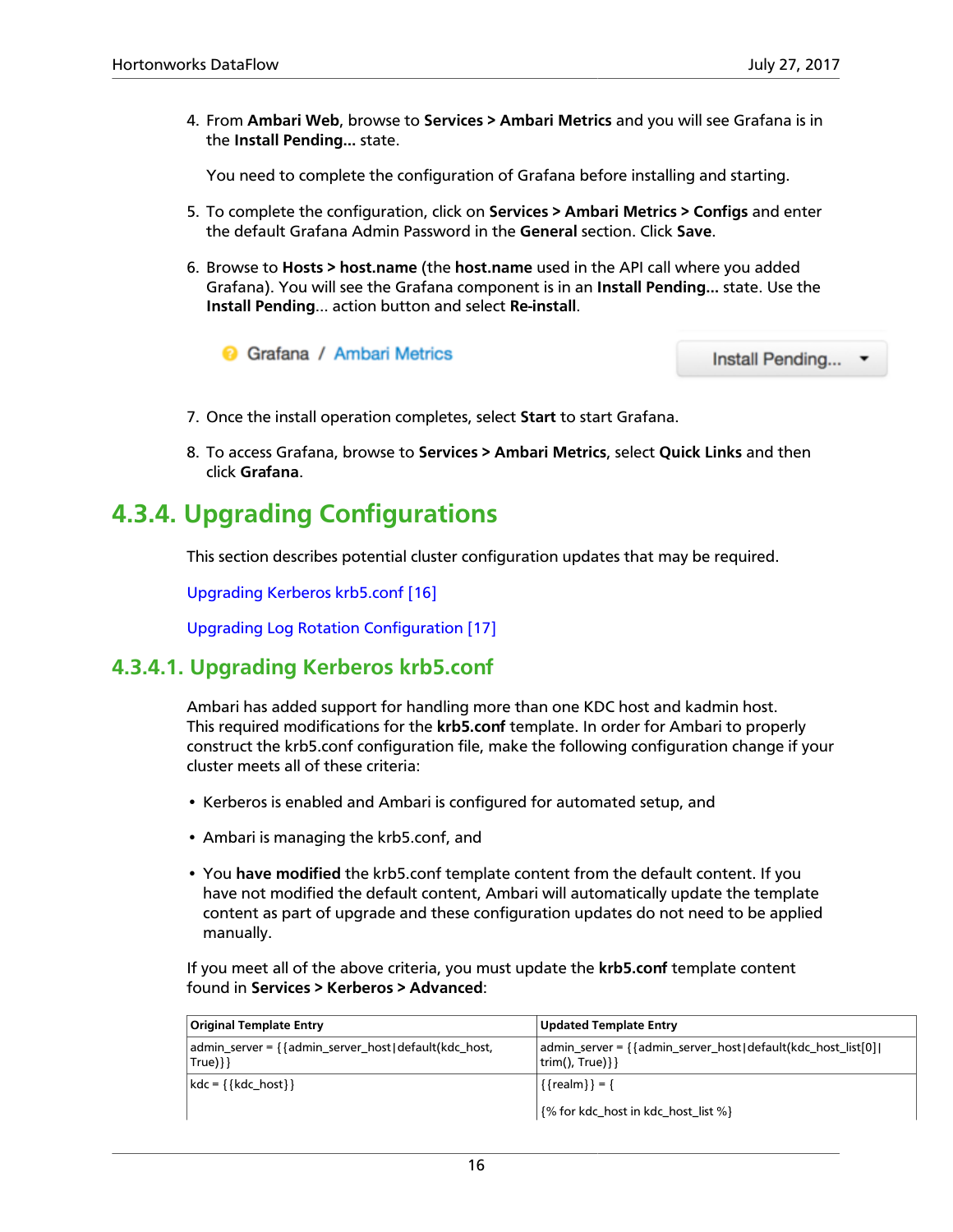4. From **Ambari Web**, browse to **Services > Ambari Metrics** and you will see Grafana is in the **Install Pending...** state.

   You need to complete the configuration of Grafana before installing and starting.

5. To complete the configuration, click on **Services > Ambari Metrics > Configs** and enter the default Grafana Admin Password in the **General** section. Click **Save**.

6. Browse to **Hosts > host.name** (the **host.name** used in the API call where you added Grafana). You will see the Grafana component is in an **Install Pending...** state. Use the **Install Pending**... action button and select **Re-install**.

   Grafana / Ambari Metrics    Install Pending...

7. Once the install operation completes, select **Start** to start Grafana.

8. To access Grafana, browse to **Services > Ambari Metrics**, select **Quick Links** and then click **Grafana**.

## 4.3.4. Upgrading Configurations

This section describes potential cluster configuration updates that may be required.

Upgrading Kerberos krb5.conf [16]

Upgrading Log Rotation Configuration [17]

### 4.3.4.1. Upgrading Kerberos krb5.conf

Ambari has added support for handling more than one KDC host and kadmin host. This required modifications for the **krb5.conf** template. In order for Ambari to properly construct the krb5.conf configuration file, make the following configuration change if your cluster meets all of these criteria:

- Kerberos is enabled and Ambari is configured for automated setup, and
- Ambari is managing the krb5.conf, and
- You **have modified** the krb5.conf template content from the default content. If you have not modified the default content, Ambari will automatically update the template content as part of upgrade and these configuration updates do not need to be applied manually.

If you meet all of the above criteria, you must update the **krb5.conf** template content found in **Services > Kerberos > Advanced**:

| Original Template Entry | Updated Template Entry |
| --- | --- |
| admin_server = {{admin_server_host\|default(kdc_host, True)}} | admin_server = {{admin_server_host\|default(kdc_host_list[0]\|trim(), True)}} |
| kdc = {{kdc_host}} | {{realm}} = {<br><br>{% for kdc_host in kdc_host_list %} |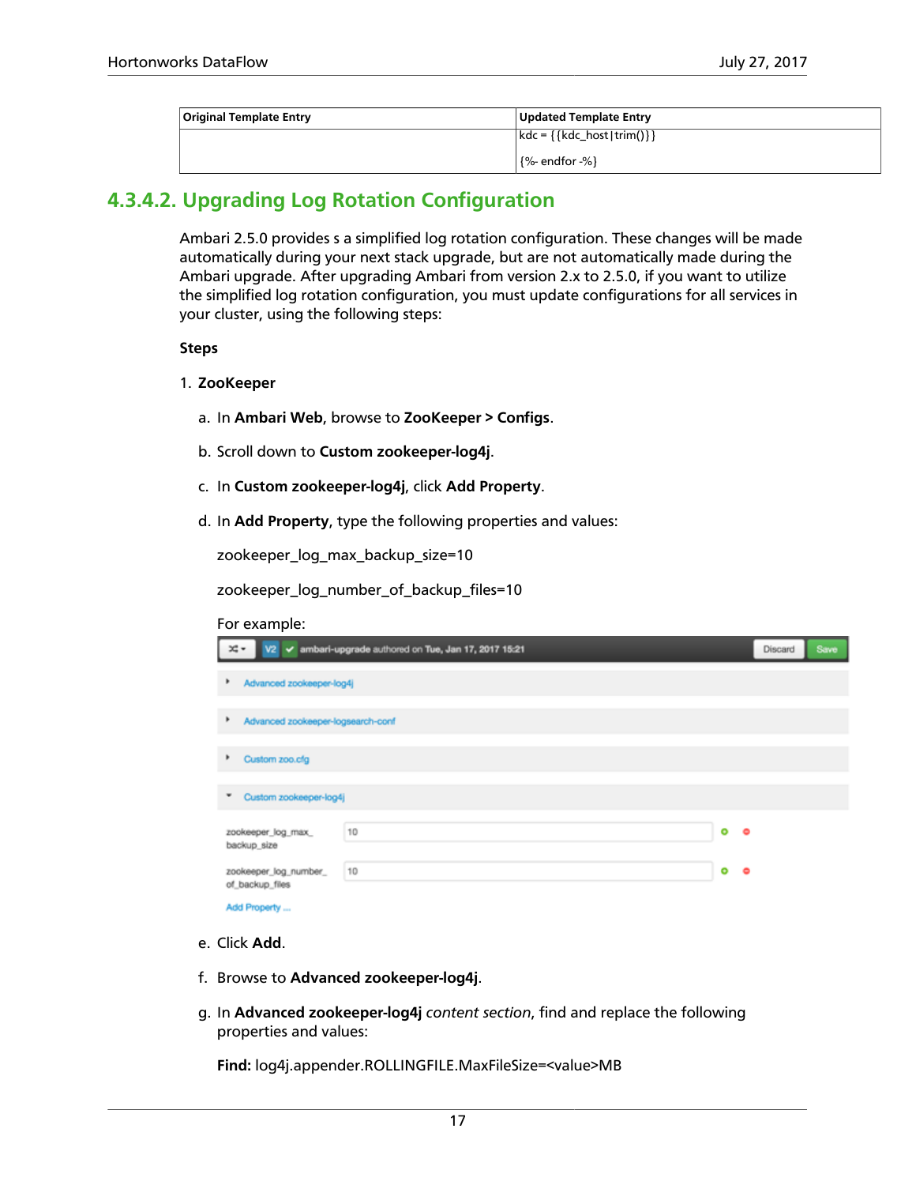| Original Template Entry | Updated Template Entry |
| --- | --- |
| | kdc = {{kdc_host\|trim()}}<br><br>{%- endfor -%} |

### 4.3.4.2. Upgrading Log Rotation Configuration

Ambari 2.5.0 provides s a simplified log rotation configuration. These changes will be made automatically during your next stack upgrade, but are not automatically made during the Ambari upgrade. After upgrading Ambari from version 2.x to 2.5.0, if you want to utilize the simplified log rotation configuration, you must update configurations for all services in your cluster, using the following steps:

**Steps**

1. **ZooKeeper**

   a. In **Ambari Web**, browse to **ZooKeeper > Configs**.

   b. Scroll down to **Custom zookeeper-log4j**.

   c. In **Custom zookeeper-log4j**, click **Add Property**.

   d. In **Add Property**, type the following properties and values:

      zookeeper_log_max_backup_size=10

      zookeeper_log_number_of_backup_files=10

      For example:

   e. Click **Add**.

   f. Browse to **Advanced zookeeper-log4j**.

   g. In **Advanced zookeeper-log4j** *content section*, find and replace the following properties and values:

      **Find:** log4j.appender.ROLLINGFILE.MaxFileSize=<value>MB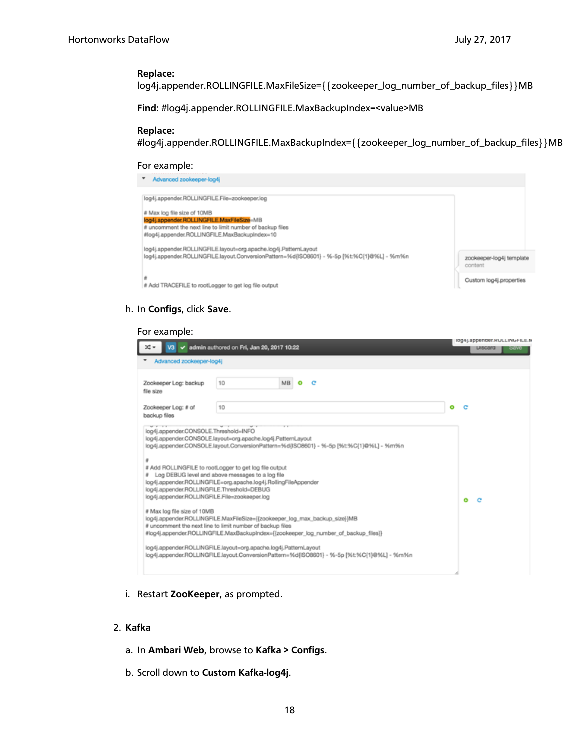**Replace:**
log4j.appender.ROLLINGFILE.MaxFileSize={{zookeeper_log_number_of_backup_files}}MB

**Find:** #log4j.appender.ROLLINGFILE.MaxBackupIndex=<value>MB

**Replace:**
#log4j.appender.ROLLINGFILE.MaxBackupIndex={{zookeeper_log_number_of_backup_files}}MB

For example:

h. In **Configs**, click **Save**.

For example:

i. Restart **ZooKeeper**, as prompted.

2. **Kafka**

a. In **Ambari Web**, browse to **Kafka > Configs**.

b. Scroll down to **Custom Kafka-log4j**.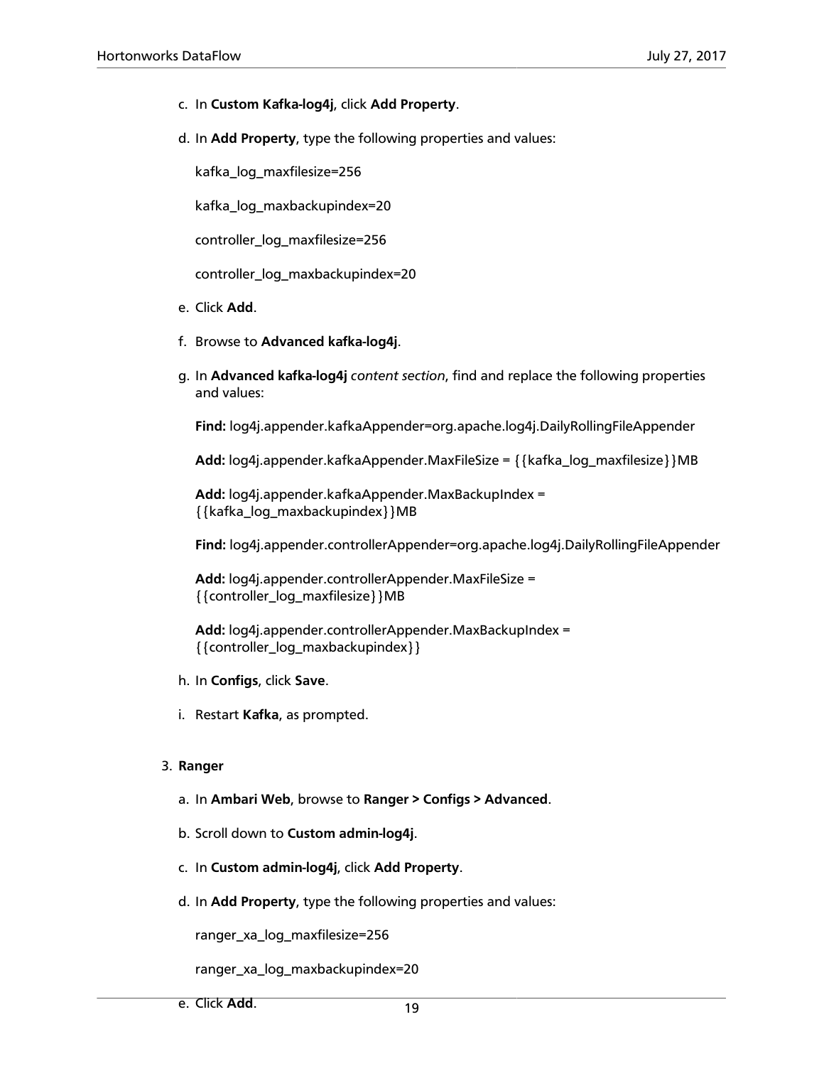c. In **Custom Kafka-log4j**, click **Add Property**.

d. In **Add Property**, type the following properties and values:

   kafka_log_maxfilesize=256

   kafka_log_maxbackupindex=20

   controller_log_maxfilesize=256

   controller_log_maxbackupindex=20

e. Click **Add**.

f. Browse to **Advanced kafka-log4j**.

g. In **Advanced kafka-log4j** *content section*, find and replace the following properties and values:

   **Find:** log4j.appender.kafkaAppender=org.apache.log4j.DailyRollingFileAppender

   **Add:** log4j.appender.kafkaAppender.MaxFileSize = {{kafka_log_maxfilesize}}MB

   **Add:** log4j.appender.kafkaAppender.MaxBackupIndex = {{kafka_log_maxbackupindex}}MB

   **Find:** log4j.appender.controllerAppender=org.apache.log4j.DailyRollingFileAppender

   **Add:** log4j.appender.controllerAppender.MaxFileSize = {{controller_log_maxfilesize}}MB

   **Add:** log4j.appender.controllerAppender.MaxBackupIndex = {{controller_log_maxbackupindex}}

h. In **Configs**, click **Save**.

i. Restart **Kafka**, as prompted.

3. **Ranger**

   a. In **Ambari Web**, browse to **Ranger > Configs > Advanced**.

   b. Scroll down to **Custom admin-log4j**.

   c. In **Custom admin-log4j**, click **Add Property**.

   d. In **Add Property**, type the following properties and values:

      ranger_xa_log_maxfilesize=256

      ranger_xa_log_maxbackupindex=20

   e. Click **Add**.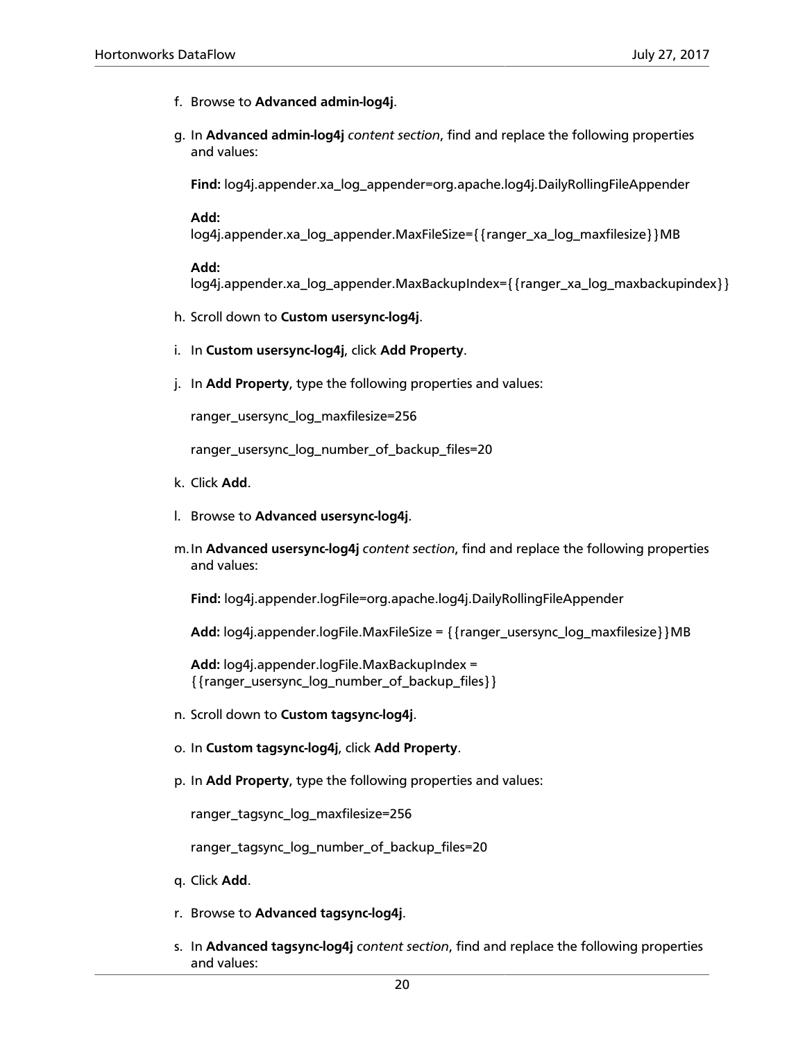f. Browse to **Advanced admin-log4j**.

g. In **Advanced admin-log4j** *content section*, find and replace the following properties and values:

   **Find:** log4j.appender.xa_log_appender=org.apache.log4j.DailyRollingFileAppender

   **Add:**
   log4j.appender.xa_log_appender.MaxFileSize={{ranger_xa_log_maxfilesize}}MB

   **Add:**
   log4j.appender.xa_log_appender.MaxBackupIndex={{ranger_xa_log_maxbackupindex}}

h. Scroll down to **Custom usersync-log4j**.

i. In **Custom usersync-log4j**, click **Add Property**.

j. In **Add Property**, type the following properties and values:

   ranger_usersync_log_maxfilesize=256

   ranger_usersync_log_number_of_backup_files=20

k. Click **Add**.

l. Browse to **Advanced usersync-log4j**.

m. In **Advanced usersync-log4j** *content section*, find and replace the following properties and values:

   **Find:** log4j.appender.logFile=org.apache.log4j.DailyRollingFileAppender

   **Add:** log4j.appender.logFile.MaxFileSize = {{ranger_usersync_log_maxfilesize}}MB

   **Add:** log4j.appender.logFile.MaxBackupIndex =
   {{ranger_usersync_log_number_of_backup_files}}

n. Scroll down to **Custom tagsync-log4j**.

o. In **Custom tagsync-log4j**, click **Add Property**.

p. In **Add Property**, type the following properties and values:

   ranger_tagsync_log_maxfilesize=256

   ranger_tagsync_log_number_of_backup_files=20

q. Click **Add**.

r. Browse to **Advanced tagsync-log4j**.

s. In **Advanced tagsync-log4j** *content section*, find and replace the following properties and values: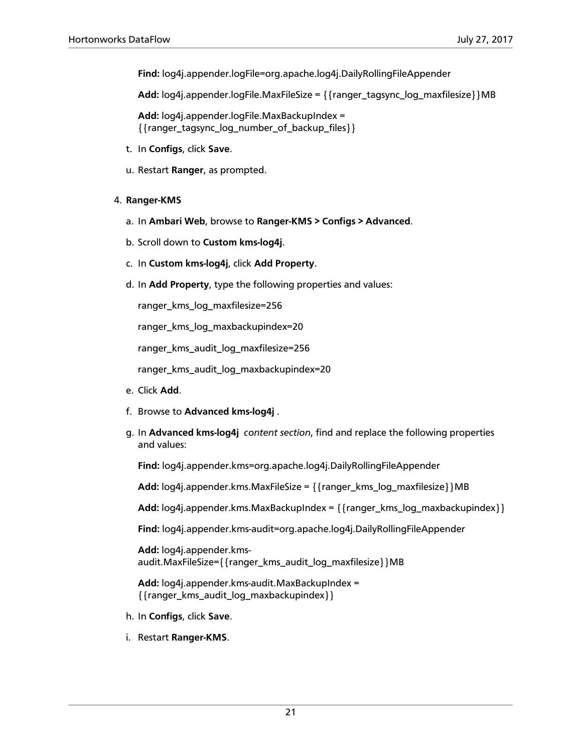**Find:** log4j.appender.logFile=org.apache.log4j.DailyRollingFileAppender

**Add:** log4j.appender.logFile.MaxFileSize = {{ranger_tagsync_log_maxfilesize}}MB

**Add:** log4j.appender.logFile.MaxBackupIndex = {{ranger_tagsync_log_number_of_backup_files}}

t. In **Configs**, click **Save**.

u. Restart **Ranger**, as prompted.

4. **Ranger-KMS**

a. In **Ambari Web**, browse to **Ranger-KMS > Configs > Advanced**.

b. Scroll down to **Custom kms-log4j**.

c. In **Custom kms-log4j**, click **Add Property**.

d. In **Add Property**, type the following properties and values:

ranger_kms_log_maxfilesize=256

ranger_kms_log_maxbackupindex=20

ranger_kms_audit_log_maxfilesize=256

ranger_kms_audit_log_maxbackupindex=20

e. Click **Add**.

f. Browse to **Advanced kms-log4j** .

g. In **Advanced kms-log4j** *content section*, find and replace the following properties and values:

**Find:** log4j.appender.kms=org.apache.log4j.DailyRollingFileAppender

**Add:** log4j.appender.kms.MaxFileSize = {{ranger_kms_log_maxfilesize}}MB

**Add:** log4j.appender.kms.MaxBackupIndex = {{ranger_kms_log_maxbackupindex}}

**Find:** log4j.appender.kms-audit=org.apache.log4j.DailyRollingFileAppender

**Add:** log4j.appender.kms-audit.MaxFileSize={{ranger_kms_audit_log_maxfilesize}}MB

**Add:** log4j.appender.kms-audit.MaxBackupIndex = {{ranger_kms_audit_log_maxbackupindex}}

h. In **Configs**, click **Save**.

i. Restart **Ranger-KMS**.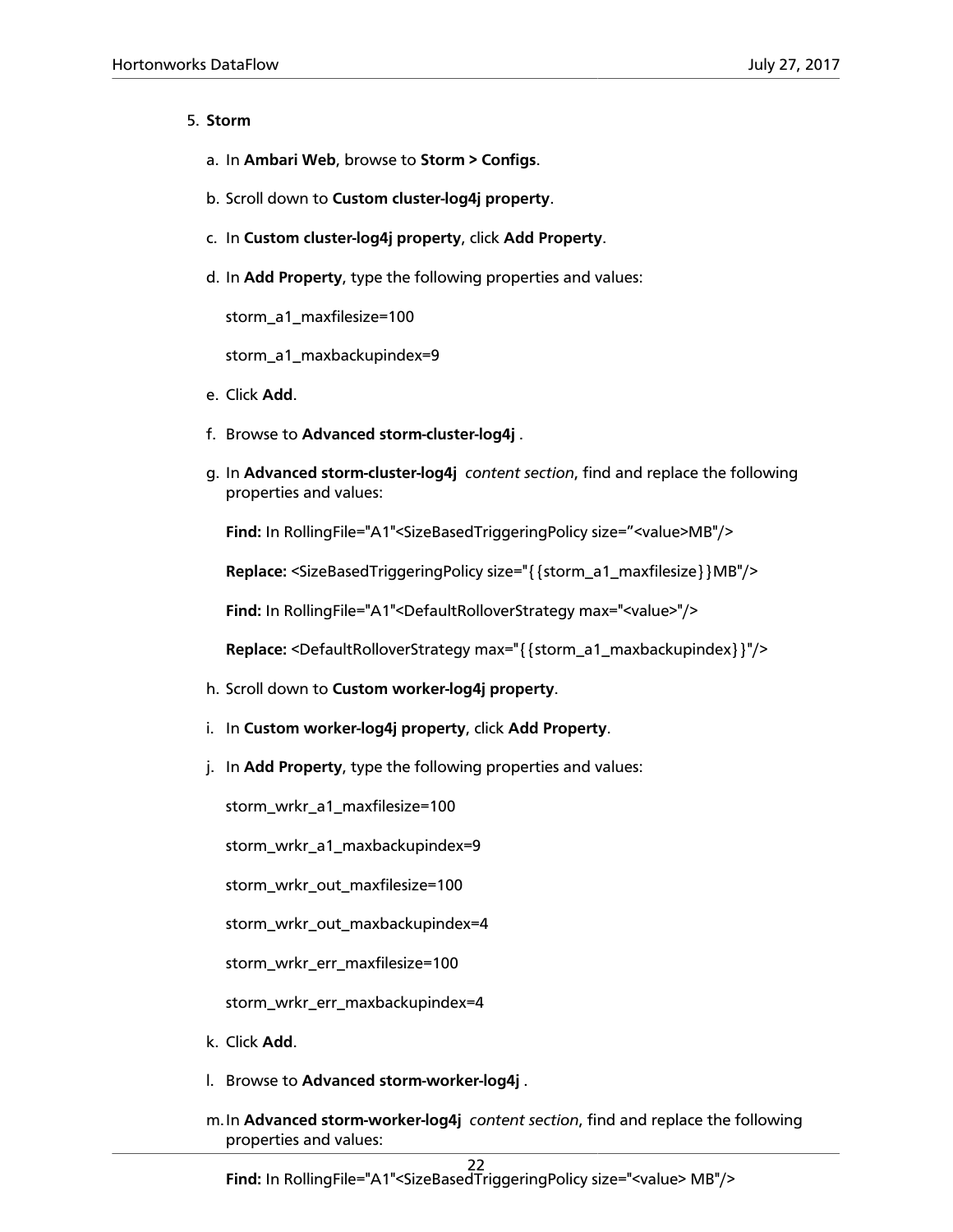5. **Storm**

   a. In **Ambari Web**, browse to **Storm > Configs**.

   b. Scroll down to **Custom cluster-log4j property**.

   c. In **Custom cluster-log4j property**, click **Add Property**.

   d. In **Add Property**, type the following properties and values:

      storm_a1_maxfilesize=100

      storm_a1_maxbackupindex=9

   e. Click **Add**.

   f. Browse to **Advanced storm-cluster-log4j** .

   g. In **Advanced storm-cluster-log4j** *content section*, find and replace the following properties and values:

      **Find:** In RollingFile="A1"<SizeBasedTriggeringPolicy size="<value>MB"/>

      **Replace:** <SizeBasedTriggeringPolicy size="{{storm_a1_maxfilesize}}MB"/>

      **Find:** In RollingFile="A1"<DefaultRolloverStrategy max="<value>"/>

      **Replace:** <DefaultRolloverStrategy max="{{storm_a1_maxbackupindex}}"/>

   h. Scroll down to **Custom worker-log4j property**.

   i. In **Custom worker-log4j property**, click **Add Property**.

   j. In **Add Property**, type the following properties and values:

      storm_wrkr_a1_maxfilesize=100

      storm_wrkr_a1_maxbackupindex=9

      storm_wrkr_out_maxfilesize=100

      storm_wrkr_out_maxbackupindex=4

      storm_wrkr_err_maxfilesize=100

      storm_wrkr_err_maxbackupindex=4

   k. Click **Add**.

   l. Browse to **Advanced storm-worker-log4j** .

   m. In **Advanced storm-worker-log4j** *content section*, find and replace the following properties and values:

      **Find:** In RollingFile="A1"<SizeBasedTriggeringPolicy size="<value> MB"/>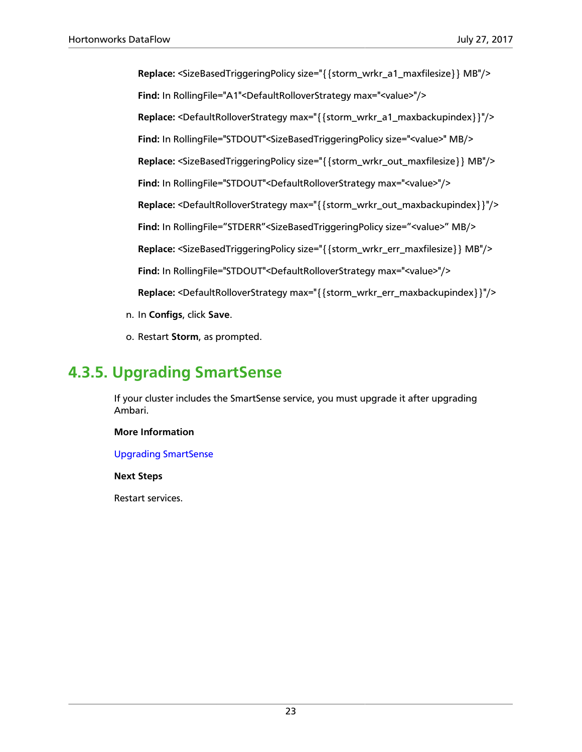**Replace:** <SizeBasedTriggeringPolicy size="{{storm_wrkr_a1_maxfilesize}} MB"/>

**Find:** In RollingFile="A1"<DefaultRolloverStrategy max="<value>"/>

**Replace:** <DefaultRolloverStrategy max="{{storm_wrkr_a1_maxbackupindex}}"/>

**Find:** In RollingFile="STDOUT"<SizeBasedTriggeringPolicy size="<value>" MB/>

**Replace:** <SizeBasedTriggeringPolicy size="{{storm_wrkr_out_maxfilesize}} MB"/>

**Find:** In RollingFile="STDOUT"<DefaultRolloverStrategy max="<value>"/>

**Replace:** <DefaultRolloverStrategy max="{{storm_wrkr_out_maxbackupindex}}"/>

**Find:** In RollingFile="STDERR"<SizeBasedTriggeringPolicy size="<value>" MB/>

**Replace:** <SizeBasedTriggeringPolicy size="{{storm_wrkr_err_maxfilesize}} MB"/>

**Find:** In RollingFile="STDOUT"<DefaultRolloverStrategy max="<value>"/>

**Replace:** <DefaultRolloverStrategy max="{{storm_wrkr_err_maxbackupindex}}"/>

n. In **Configs**, click **Save**.

o. Restart **Storm**, as prompted.

## 4.3.5. Upgrading SmartSense

If your cluster includes the SmartSense service, you must upgrade it after upgrading Ambari.

**More Information**

Upgrading SmartSense

**Next Steps**

Restart services.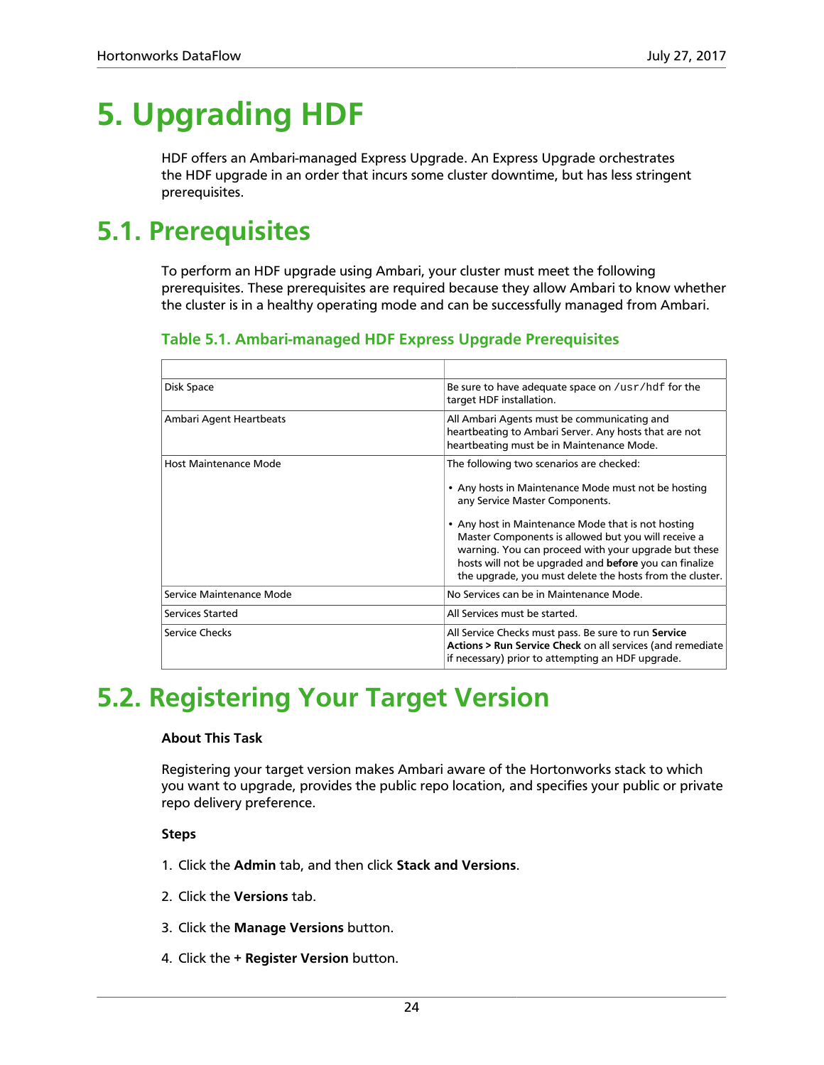# 5. Upgrading HDF

HDF offers an Ambari-managed Express Upgrade. An Express Upgrade orchestrates the HDF upgrade in an order that incurs some cluster downtime, but has less stringent prerequisites.

## 5.1. Prerequisites

To perform an HDF upgrade using Ambari, your cluster must meet the following prerequisites. These prerequisites are required because they allow Ambari to know whether the cluster is in a healthy operating mode and can be successfully managed from Ambari.

**Table 5.1. Ambari-managed HDF Express Upgrade Prerequisites**

| | |
|---|---|
| Disk Space | Be sure to have adequate space on `/usr/hdf` for the target HDF installation. |
| Ambari Agent Heartbeats | All Ambari Agents must be communicating and heartbeating to Ambari Server. Any hosts that are not heartbeating must be in Maintenance Mode. |
| Host Maintenance Mode | The following two scenarios are checked:<br>• Any hosts in Maintenance Mode must not be hosting any Service Master Components.<br>• Any host in Maintenance Mode that is not hosting Master Components is allowed but you will receive a warning. You can proceed with your upgrade but these hosts will not be upgraded and **before** you can finalize the upgrade, you must delete the hosts from the cluster. |
| Service Maintenance Mode | No Services can be in Maintenance Mode. |
| Services Started | All Services must be started. |
| Service Checks | All Service Checks must pass. Be sure to run **Service Actions > Run Service Check** on all services (and remediate if necessary) prior to attempting an HDF upgrade. |

## 5.2. Registering Your Target Version

**About This Task**

Registering your target version makes Ambari aware of the Hortonworks stack to which you want to upgrade, provides the public repo location, and specifies your public or private repo delivery preference.

**Steps**

1. Click the **Admin** tab, and then click **Stack and Versions**.
2. Click the **Versions** tab.
3. Click the **Manage Versions** button.
4. Click the **+ Register Version** button.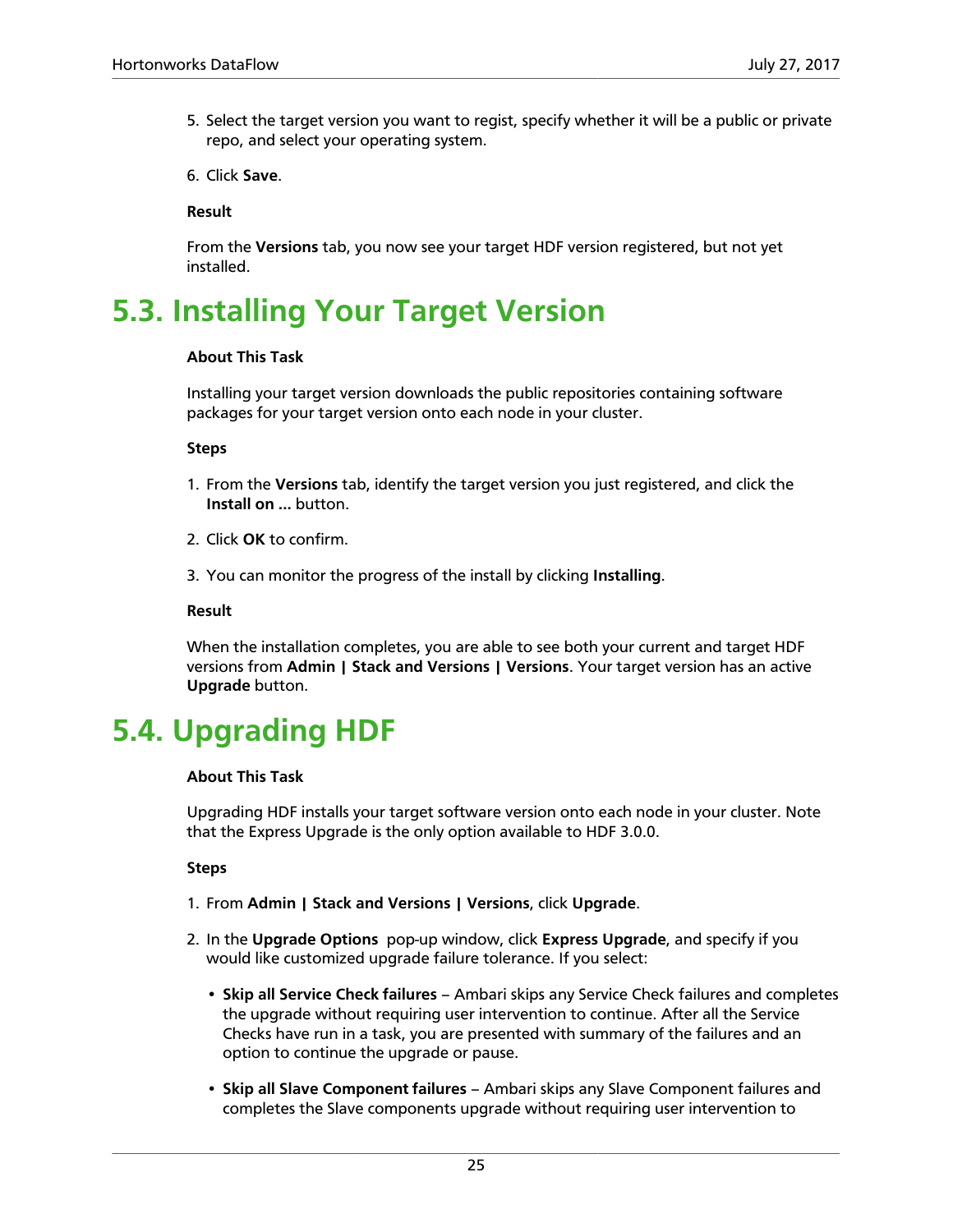5. Select the target version you want to regist, specify whether it will be a public or private repo, and select your operating system.

6. Click **Save**.

**Result**

From the **Versions** tab, you now see your target HDF version registered, but not yet installed.

## 5.3. Installing Your Target Version

**About This Task**

Installing your target version downloads the public repositories containing software packages for your target version onto each node in your cluster.

**Steps**

1. From the **Versions** tab, identify the target version you just registered, and click the **Install on ...** button.

2. Click **OK** to confirm.

3. You can monitor the progress of the install by clicking **Installing**.

**Result**

When the installation completes, you are able to see both your current and target HDF versions from **Admin | Stack and Versions | Versions**. Your target version has an active **Upgrade** button.

## 5.4. Upgrading HDF

**About This Task**

Upgrading HDF installs your target software version onto each node in your cluster. Note that the Express Upgrade is the only option available to HDF 3.0.0.

**Steps**

1. From **Admin | Stack and Versions | Versions**, click **Upgrade**.

2. In the **Upgrade Options** pop-up window, click **Express Upgrade**, and specify if you would like customized upgrade failure tolerance. If you select:

   - **Skip all Service Check failures** – Ambari skips any Service Check failures and completes the upgrade without requiring user intervention to continue. After all the Service Checks have run in a task, you are presented with summary of the failures and an option to continue the upgrade or pause.

   - **Skip all Slave Component failures** – Ambari skips any Slave Component failures and completes the Slave components upgrade without requiring user intervention to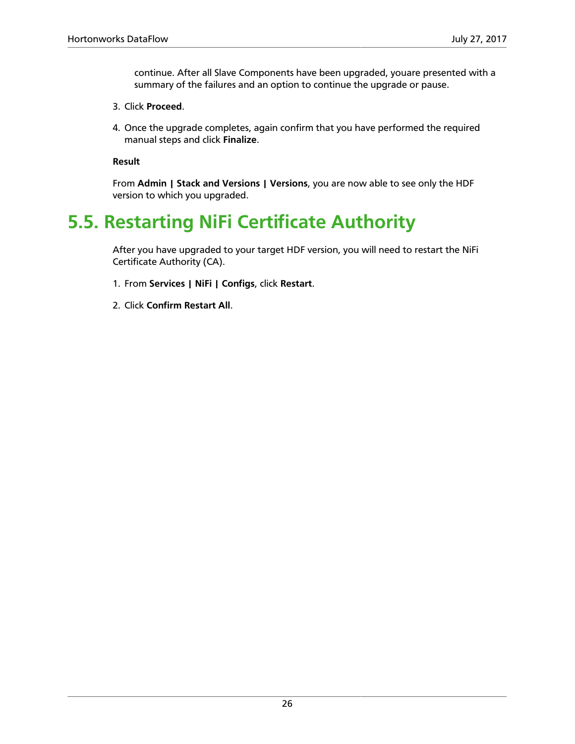continue. After all Slave Components have been upgraded, youare presented with a summary of the failures and an option to continue the upgrade or pause.

3. Click **Proceed**.

4. Once the upgrade completes, again confirm that you have performed the required manual steps and click **Finalize**.

**Result**

From **Admin | Stack and Versions | Versions**, you are now able to see only the HDF version to which you upgraded.

## 5.5. Restarting NiFi Certificate Authority

After you have upgraded to your target HDF version, you will need to restart the NiFi Certificate Authority (CA).

1. From **Services | NiFi | Configs**, click **Restart**.

2. Click **Confirm Restart All**.